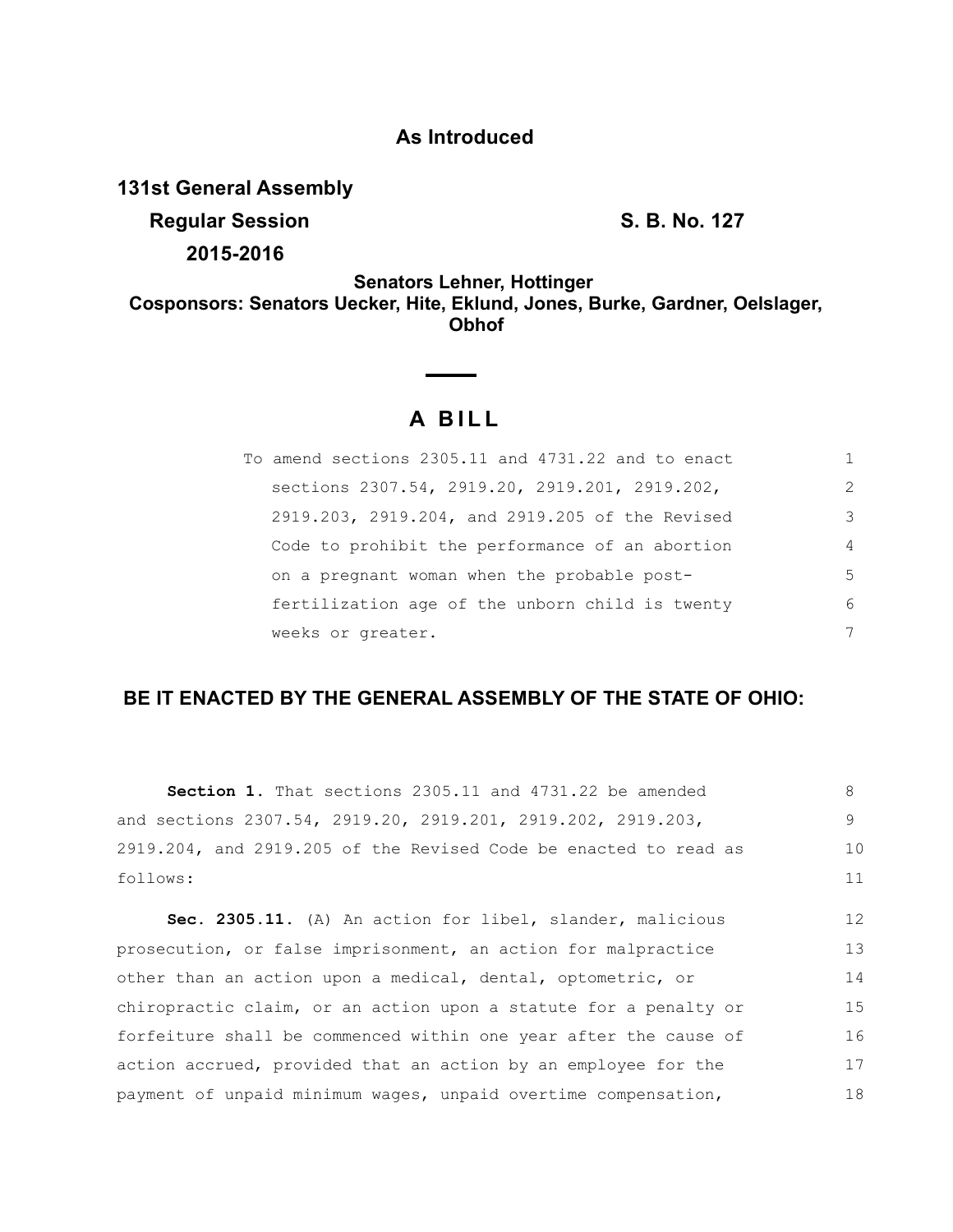**As Introduced**

**131st General Assembly**

**Regular Session** **S. B. No. 127**

**2015-2016**

**Senators Lehner, Hottinger**

**Cosponsors: Senators Uecker, Hite, Eklund, Jones, Burke, Gardner, Oelslager, Obhof**

# A BILL

To amend sections 2305.11 and 4731.22 and to enact sections 2307.54, 2919.20, 2919.201, 2919.202, 2919.203, 2919.204, and 2919.205 of the Revised Code to prohibit the performance of an abortion on a pregnant woman when the probable post-fertilization age of the unborn child is twenty weeks or greater.

## BE IT ENACTED BY THE GENERAL ASSEMBLY OF THE STATE OF OHIO:

**Section 1.** That sections 2305.11 and 4731.22 be amended and sections 2307.54, 2919.20, 2919.201, 2919.202, 2919.203, 2919.204, and 2919.205 of the Revised Code be enacted to read as follows:

**Sec. 2305.11.** (A) An action for libel, slander, malicious prosecution, or false imprisonment, an action for malpractice other than an action upon a medical, dental, optometric, or chiropractic claim, or an action upon a statute for a penalty or forfeiture shall be commenced within one year after the cause of action accrued, provided that an action by an employee for the payment of unpaid minimum wages, unpaid overtime compensation,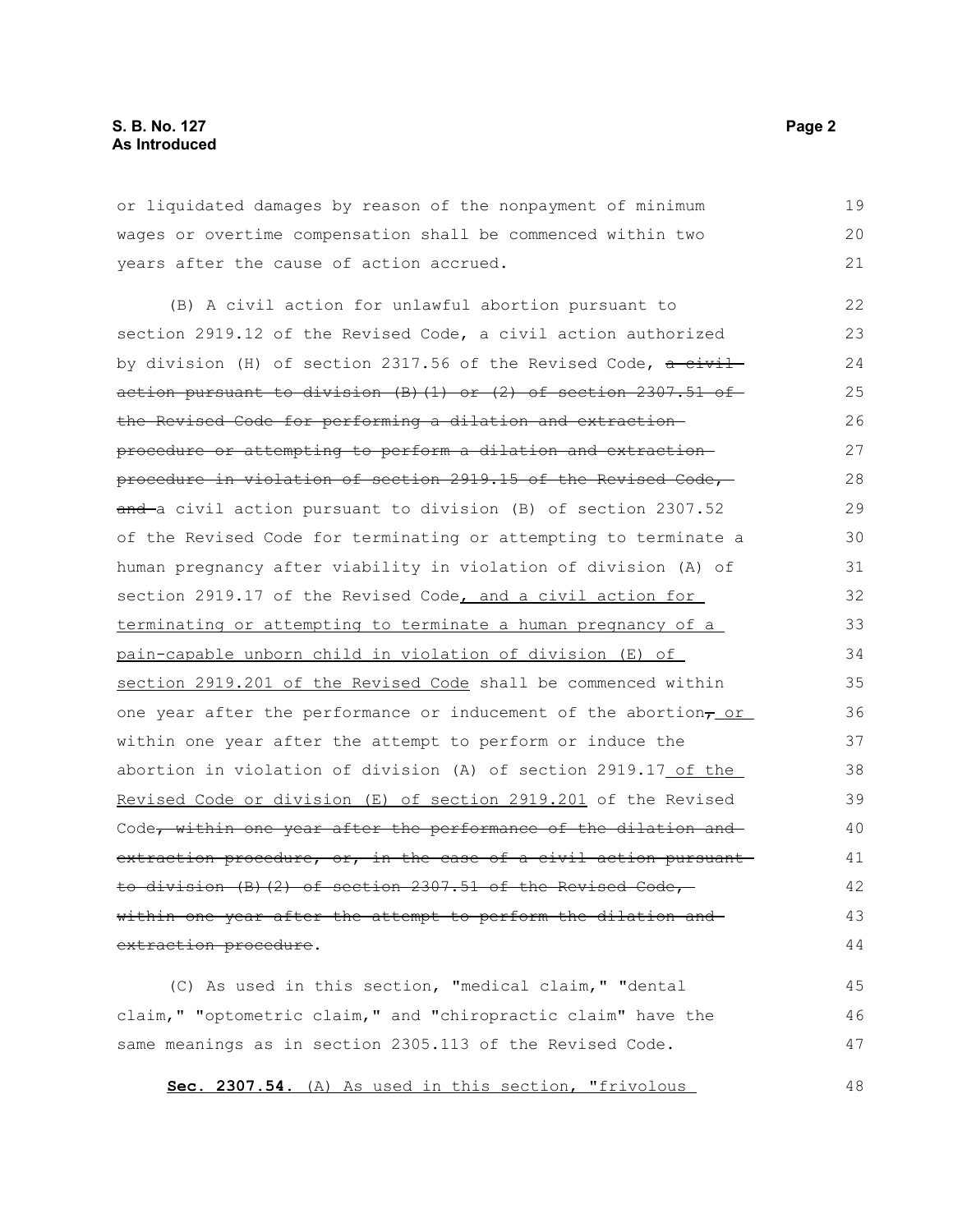or liquidated damages by reason of the nonpayment of minimum wages or overtime compensation shall be commenced within two years after the cause of action accrued.

(B) A civil action for unlawful abortion pursuant to section 2919.12 of the Revised Code, a civil action authorized by division (H) of section 2317.56 of the Revised Code, ~~a civil action pursuant to division (B)(1) or (2) of section 2307.51 of the Revised Code for performing a dilation and extraction procedure or attempting to perform a dilation and extraction procedure in violation of section 2919.15 of the Revised Code, and~~ a civil action pursuant to division (B) of section 2307.52 of the Revised Code for terminating or attempting to terminate a human pregnancy after viability in violation of division (A) of section 2919.17 of the Revised Code, and a civil action for terminating or attempting to terminate a human pregnancy of a pain-capable unborn child in violation of division (E) of section 2919.201 of the Revised Code shall be commenced within one year after the performance or inducement of the abortion~~,~~ or within one year after the attempt to perform or induce the abortion in violation of division (A) of section 2919.17 of the Revised Code or division (E) of section 2919.201 of the Revised Code~~, within one year after the performance of the dilation and extraction procedure, or, in the case of a civil action pursuant to division (B)(2) of section 2307.51 of the Revised Code, within one year after the attempt to perform the dilation and extraction procedure~~.

(C) As used in this section, "medical claim," "dental claim," "optometric claim," and "chiropractic claim" have the same meanings as in section 2305.113 of the Revised Code.

**Sec. 2307.54.** (A) As used in this section, "frivolous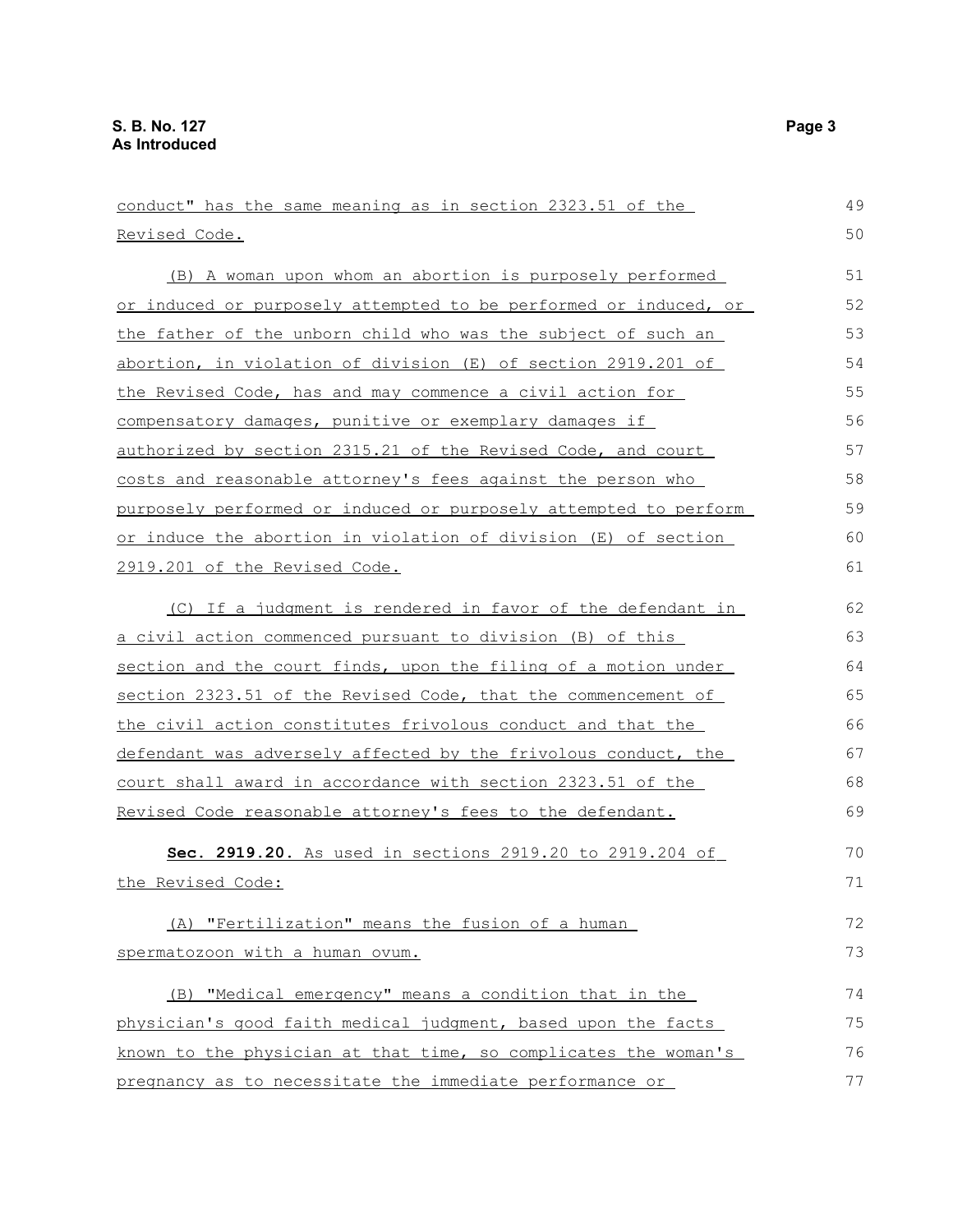conduct" has the same meaning as in section 2323.51 of the Revised Code.

(B) A woman upon whom an abortion is purposely performed or induced or purposely attempted to be performed or induced, or the father of the unborn child who was the subject of such an abortion, in violation of division (E) of section 2919.201 of the Revised Code, has and may commence a civil action for compensatory damages, punitive or exemplary damages if authorized by section 2315.21 of the Revised Code, and court costs and reasonable attorney's fees against the person who purposely performed or induced or purposely attempted to perform or induce the abortion in violation of division (E) of section 2919.201 of the Revised Code.

(C) If a judgment is rendered in favor of the defendant in a civil action commenced pursuant to division (B) of this section and the court finds, upon the filing of a motion under section 2323.51 of the Revised Code, that the commencement of the civil action constitutes frivolous conduct and that the defendant was adversely affected by the frivolous conduct, the court shall award in accordance with section 2323.51 of the Revised Code reasonable attorney's fees to the defendant.

**Sec. 2919.20.** As used in sections 2919.20 to 2919.204 of the Revised Code:

(A) "Fertilization" means the fusion of a human spermatozoon with a human ovum.

(B) "Medical emergency" means a condition that in the physician's good faith medical judgment, based upon the facts known to the physician at that time, so complicates the woman's pregnancy as to necessitate the immediate performance or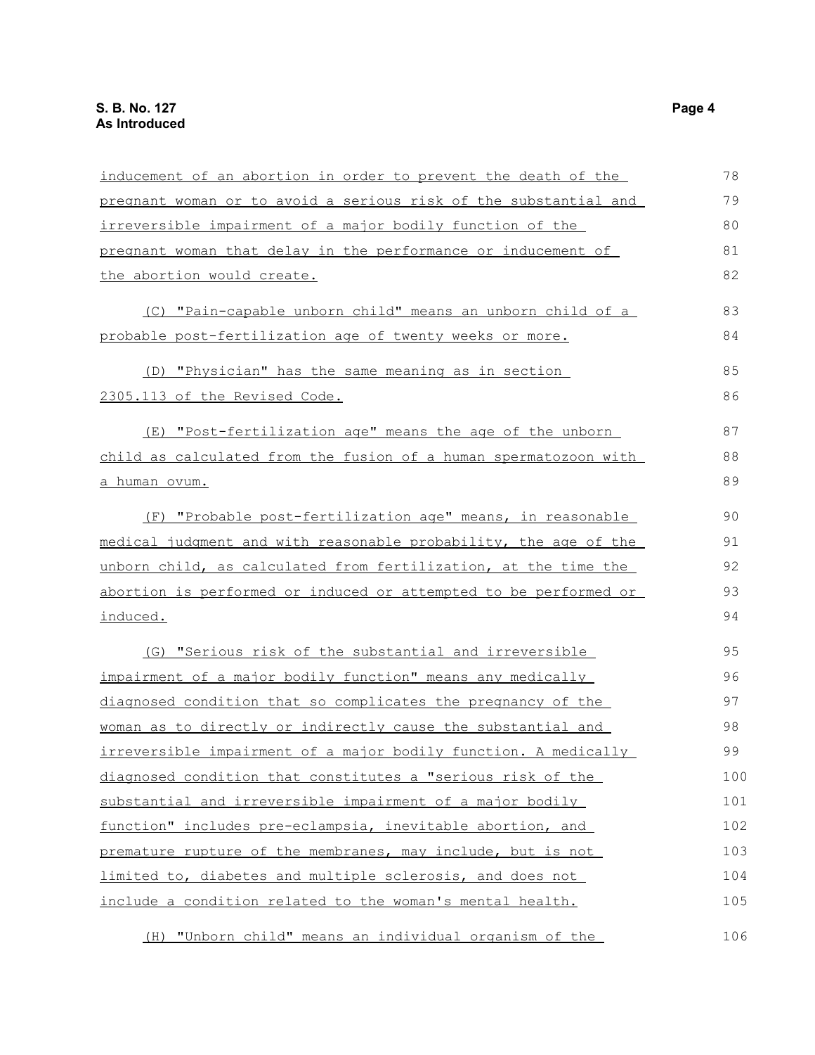inducement of an abortion in order to prevent the death of the pregnant woman or to avoid a serious risk of the substantial and irreversible impairment of a major bodily function of the pregnant woman that delay in the performance or inducement of the abortion would create.

(C) "Pain-capable unborn child" means an unborn child of a probable post-fertilization age of twenty weeks or more.

(D) "Physician" has the same meaning as in section 2305.113 of the Revised Code.

(E) "Post-fertilization age" means the age of the unborn child as calculated from the fusion of a human spermatozoon with a human ovum.

(F) "Probable post-fertilization age" means, in reasonable medical judgment and with reasonable probability, the age of the unborn child, as calculated from fertilization, at the time the abortion is performed or induced or attempted to be performed or induced.

(G) "Serious risk of the substantial and irreversible impairment of a major bodily function" means any medically diagnosed condition that so complicates the pregnancy of the woman as to directly or indirectly cause the substantial and irreversible impairment of a major bodily function. A medically diagnosed condition that constitutes a "serious risk of the substantial and irreversible impairment of a major bodily function" includes pre-eclampsia, inevitable abortion, and premature rupture of the membranes, may include, but is not limited to, diabetes and multiple sclerosis, and does not include a condition related to the woman's mental health.

(H) "Unborn child" means an individual organism of the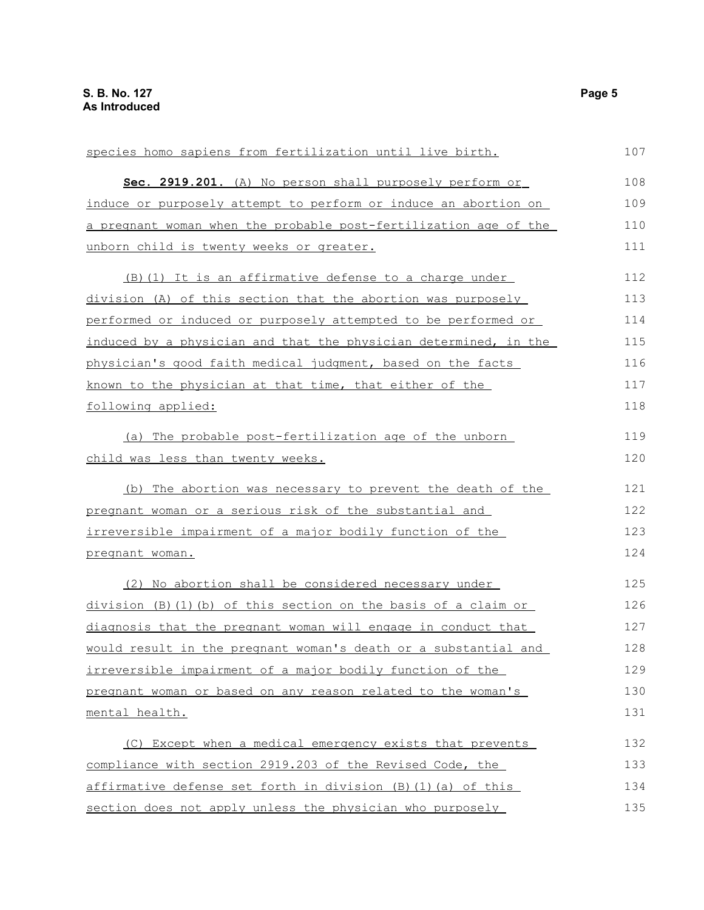species homo sapiens from fertilization until live birth.

**Sec. 2919.201.** (A) No person shall purposely perform or induce or purposely attempt to perform or induce an abortion on a pregnant woman when the probable post-fertilization age of the unborn child is twenty weeks or greater.

(B)(1) It is an affirmative defense to a charge under division (A) of this section that the abortion was purposely performed or induced or purposely attempted to be performed or induced by a physician and that the physician determined, in the physician's good faith medical judgment, based on the facts known to the physician at that time, that either of the following applied:

(a) The probable post-fertilization age of the unborn child was less than twenty weeks.

(b) The abortion was necessary to prevent the death of the pregnant woman or a serious risk of the substantial and irreversible impairment of a major bodily function of the pregnant woman.

(2) No abortion shall be considered necessary under division (B)(1)(b) of this section on the basis of a claim or diagnosis that the pregnant woman will engage in conduct that would result in the pregnant woman's death or a substantial and irreversible impairment of a major bodily function of the pregnant woman or based on any reason related to the woman's mental health.

(C) Except when a medical emergency exists that prevents compliance with section 2919.203 of the Revised Code, the affirmative defense set forth in division (B)(1)(a) of this section does not apply unless the physician who purposely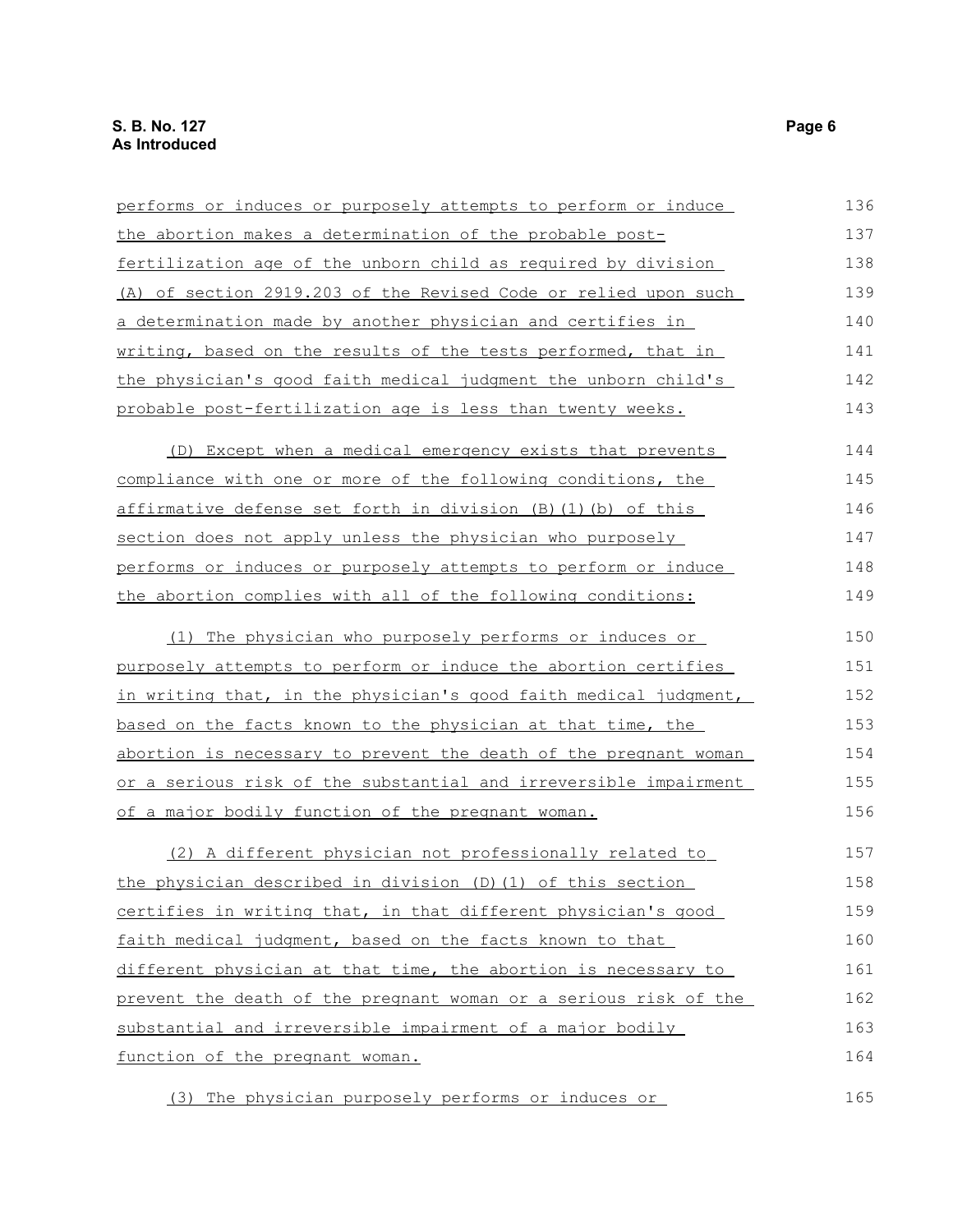performs or induces or purposely attempts to perform or induce the abortion makes a determination of the probable post-fertilization age of the unborn child as required by division (A) of section 2919.203 of the Revised Code or relied upon such a determination made by another physician and certifies in writing, based on the results of the tests performed, that in the physician's good faith medical judgment the unborn child's probable post-fertilization age is less than twenty weeks.

(D) Except when a medical emergency exists that prevents compliance with one or more of the following conditions, the affirmative defense set forth in division (B)(1)(b) of this section does not apply unless the physician who purposely performs or induces or purposely attempts to perform or induce the abortion complies with all of the following conditions:

(1) The physician who purposely performs or induces or purposely attempts to perform or induce the abortion certifies in writing that, in the physician's good faith medical judgment, based on the facts known to the physician at that time, the abortion is necessary to prevent the death of the pregnant woman or a serious risk of the substantial and irreversible impairment of a major bodily function of the pregnant woman.

(2) A different physician not professionally related to the physician described in division (D)(1) of this section certifies in writing that, in that different physician's good faith medical judgment, based on the facts known to that different physician at that time, the abortion is necessary to prevent the death of the pregnant woman or a serious risk of the substantial and irreversible impairment of a major bodily function of the pregnant woman.

(3) The physician purposely performs or induces or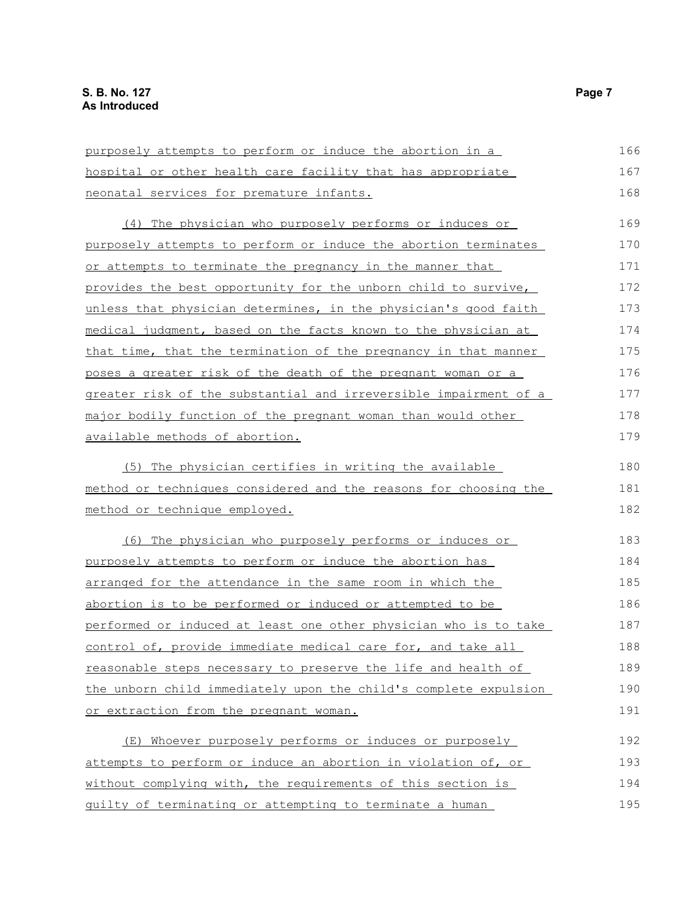purposely attempts to perform or induce the abortion in a hospital or other health care facility that has appropriate neonatal services for premature infants.

(4) The physician who purposely performs or induces or purposely attempts to perform or induce the abortion terminates or attempts to terminate the pregnancy in the manner that provides the best opportunity for the unborn child to survive, unless that physician determines, in the physician's good faith medical judgment, based on the facts known to the physician at that time, that the termination of the pregnancy in that manner poses a greater risk of the death of the pregnant woman or a greater risk of the substantial and irreversible impairment of a major bodily function of the pregnant woman than would other available methods of abortion.

(5) The physician certifies in writing the available method or techniques considered and the reasons for choosing the method or technique employed.

(6) The physician who purposely performs or induces or purposely attempts to perform or induce the abortion has arranged for the attendance in the same room in which the abortion is to be performed or induced or attempted to be performed or induced at least one other physician who is to take control of, provide immediate medical care for, and take all reasonable steps necessary to preserve the life and health of the unborn child immediately upon the child's complete expulsion or extraction from the pregnant woman.

(E) Whoever purposely performs or induces or purposely attempts to perform or induce an abortion in violation of, or without complying with, the requirements of this section is guilty of terminating or attempting to terminate a human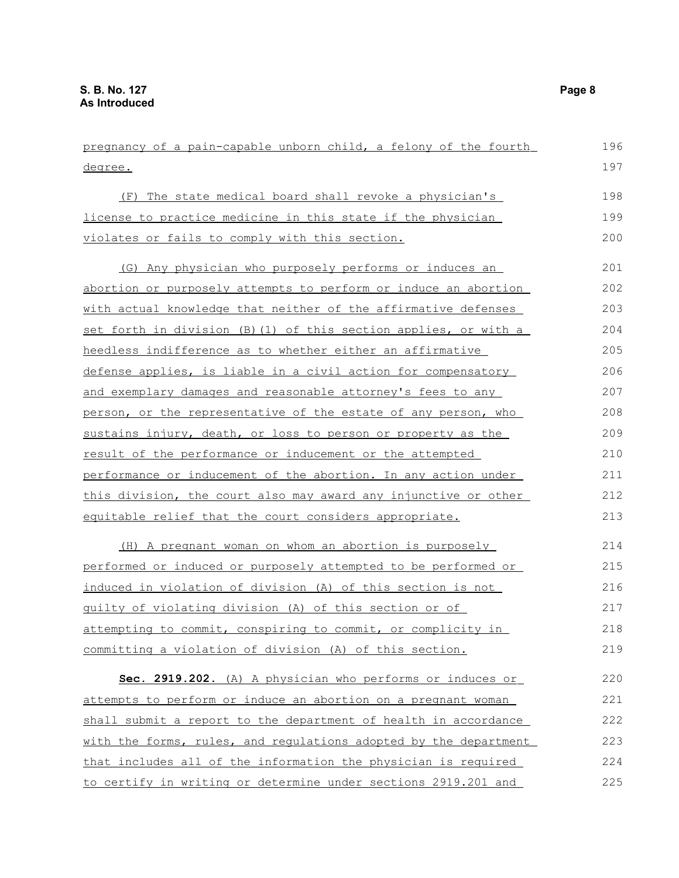pregnancy of a pain-capable unborn child, a felony of the fourth degree.

(F) The state medical board shall revoke a physician's license to practice medicine in this state if the physician violates or fails to comply with this section.

(G) Any physician who purposely performs or induces an abortion or purposely attempts to perform or induce an abortion with actual knowledge that neither of the affirmative defenses set forth in division (B)(1) of this section applies, or with a heedless indifference as to whether either an affirmative defense applies, is liable in a civil action for compensatory and exemplary damages and reasonable attorney's fees to any person, or the representative of the estate of any person, who sustains injury, death, or loss to person or property as the result of the performance or inducement or the attempted performance or inducement of the abortion. In any action under this division, the court also may award any injunctive or other equitable relief that the court considers appropriate.

(H) A pregnant woman on whom an abortion is purposely performed or induced or purposely attempted to be performed or induced in violation of division (A) of this section is not guilty of violating division (A) of this section or of attempting to commit, conspiring to commit, or complicity in committing a violation of division (A) of this section.

**Sec. 2919.202.** (A) A physician who performs or induces or attempts to perform or induce an abortion on a pregnant woman shall submit a report to the department of health in accordance with the forms, rules, and regulations adopted by the department that includes all of the information the physician is required to certify in writing or determine under sections 2919.201 and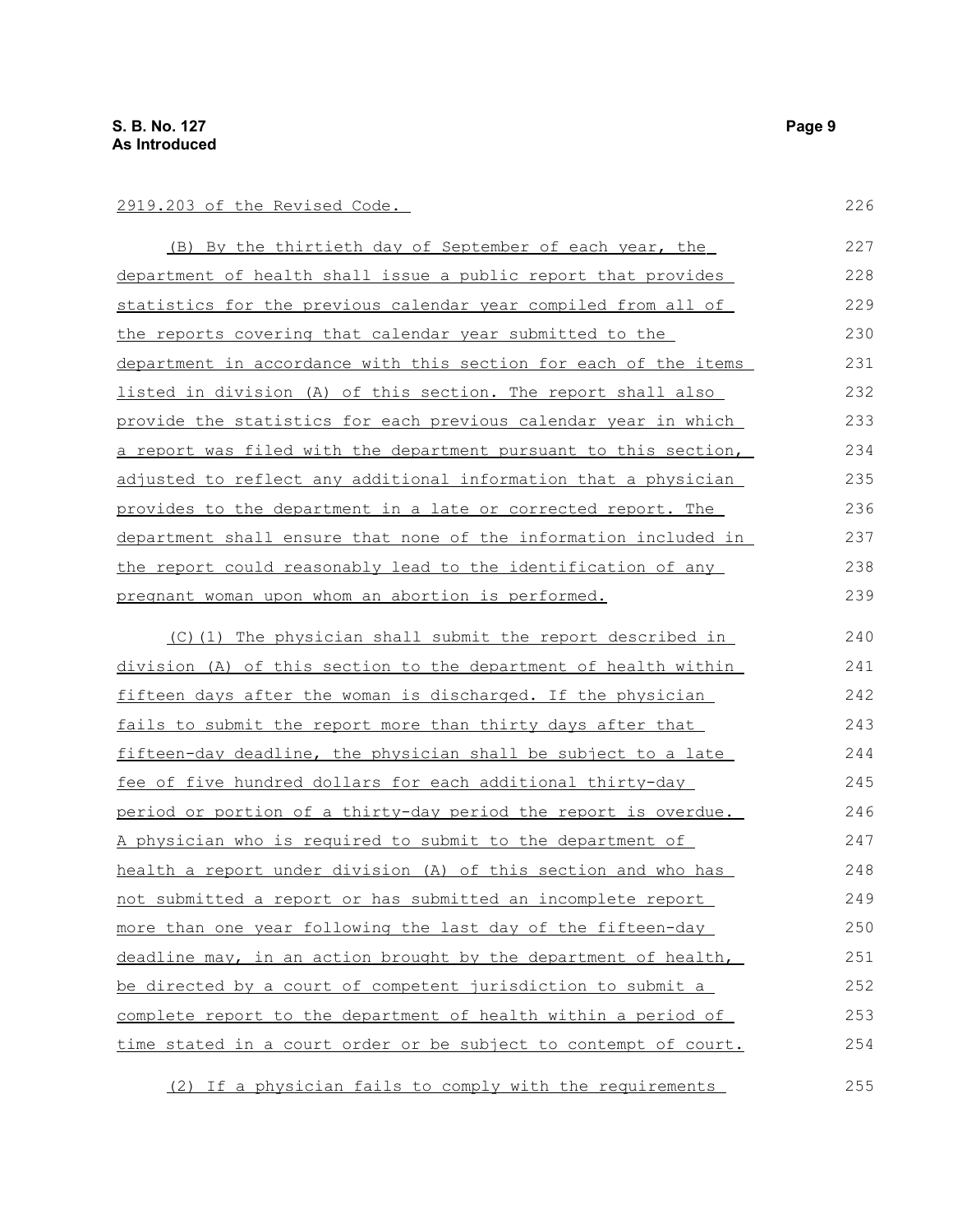2919.203 of the Revised Code.

(B) By the thirtieth day of September of each year, the department of health shall issue a public report that provides statistics for the previous calendar year compiled from all of the reports covering that calendar year submitted to the department in accordance with this section for each of the items listed in division (A) of this section. The report shall also provide the statistics for each previous calendar year in which a report was filed with the department pursuant to this section, adjusted to reflect any additional information that a physician provides to the department in a late or corrected report. The department shall ensure that none of the information included in the report could reasonably lead to the identification of any pregnant woman upon whom an abortion is performed.

(C)(1) The physician shall submit the report described in division (A) of this section to the department of health within fifteen days after the woman is discharged. If the physician fails to submit the report more than thirty days after that fifteen-day deadline, the physician shall be subject to a late fee of five hundred dollars for each additional thirty-day period or portion of a thirty-day period the report is overdue. A physician who is required to submit to the department of health a report under division (A) of this section and who has not submitted a report or has submitted an incomplete report more than one year following the last day of the fifteen-day deadline may, in an action brought by the department of health, be directed by a court of competent jurisdiction to submit a complete report to the department of health within a period of time stated in a court order or be subject to contempt of court.

(2) If a physician fails to comply with the requirements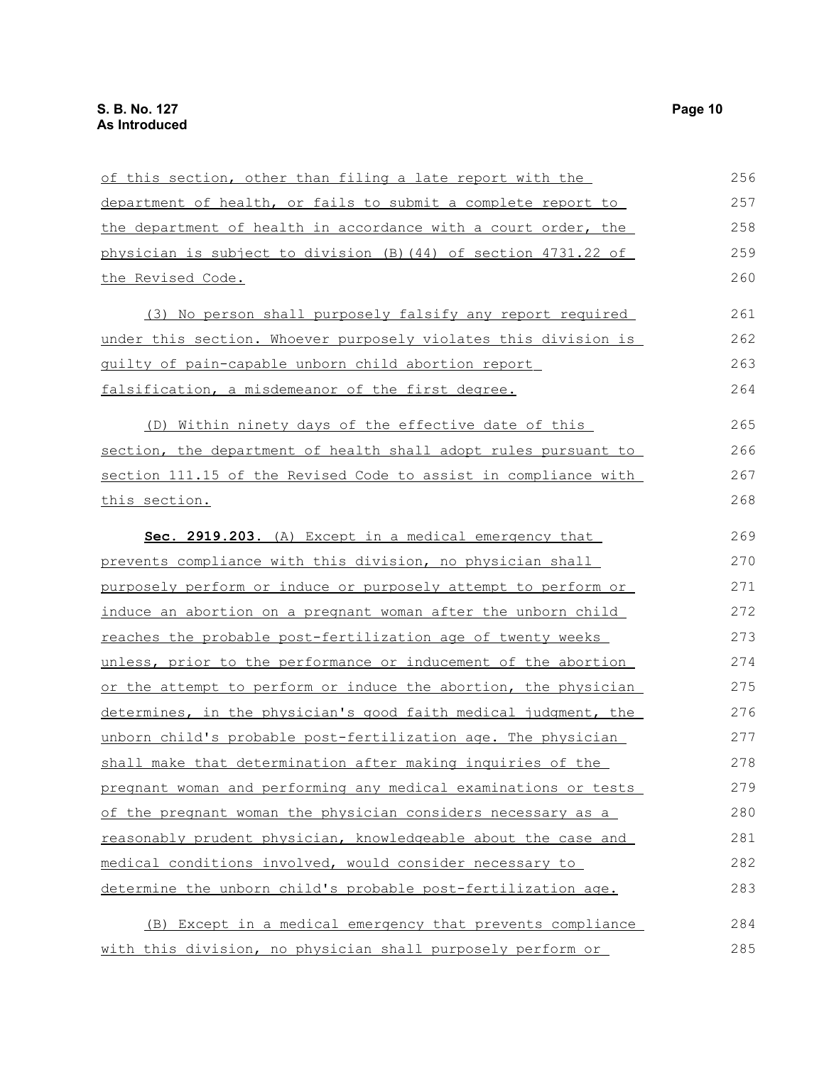of this section, other than filing a late report with the department of health, or fails to submit a complete report to the department of health in accordance with a court order, the physician is subject to division (B)(44) of section 4731.22 of the Revised Code.

(3) No person shall purposely falsify any report required under this section. Whoever purposely violates this division is guilty of pain-capable unborn child abortion report falsification, a misdemeanor of the first degree.

(D) Within ninety days of the effective date of this section, the department of health shall adopt rules pursuant to section 111.15 of the Revised Code to assist in compliance with this section.

**Sec. 2919.203.** (A) Except in a medical emergency that prevents compliance with this division, no physician shall purposely perform or induce or purposely attempt to perform or induce an abortion on a pregnant woman after the unborn child reaches the probable post-fertilization age of twenty weeks unless, prior to the performance or inducement of the abortion or the attempt to perform or induce the abortion, the physician determines, in the physician's good faith medical judgment, the unborn child's probable post-fertilization age. The physician shall make that determination after making inquiries of the pregnant woman and performing any medical examinations or tests of the pregnant woman the physician considers necessary as a reasonably prudent physician, knowledgeable about the case and medical conditions involved, would consider necessary to determine the unborn child's probable post-fertilization age.

(B) Except in a medical emergency that prevents compliance with this division, no physician shall purposely perform or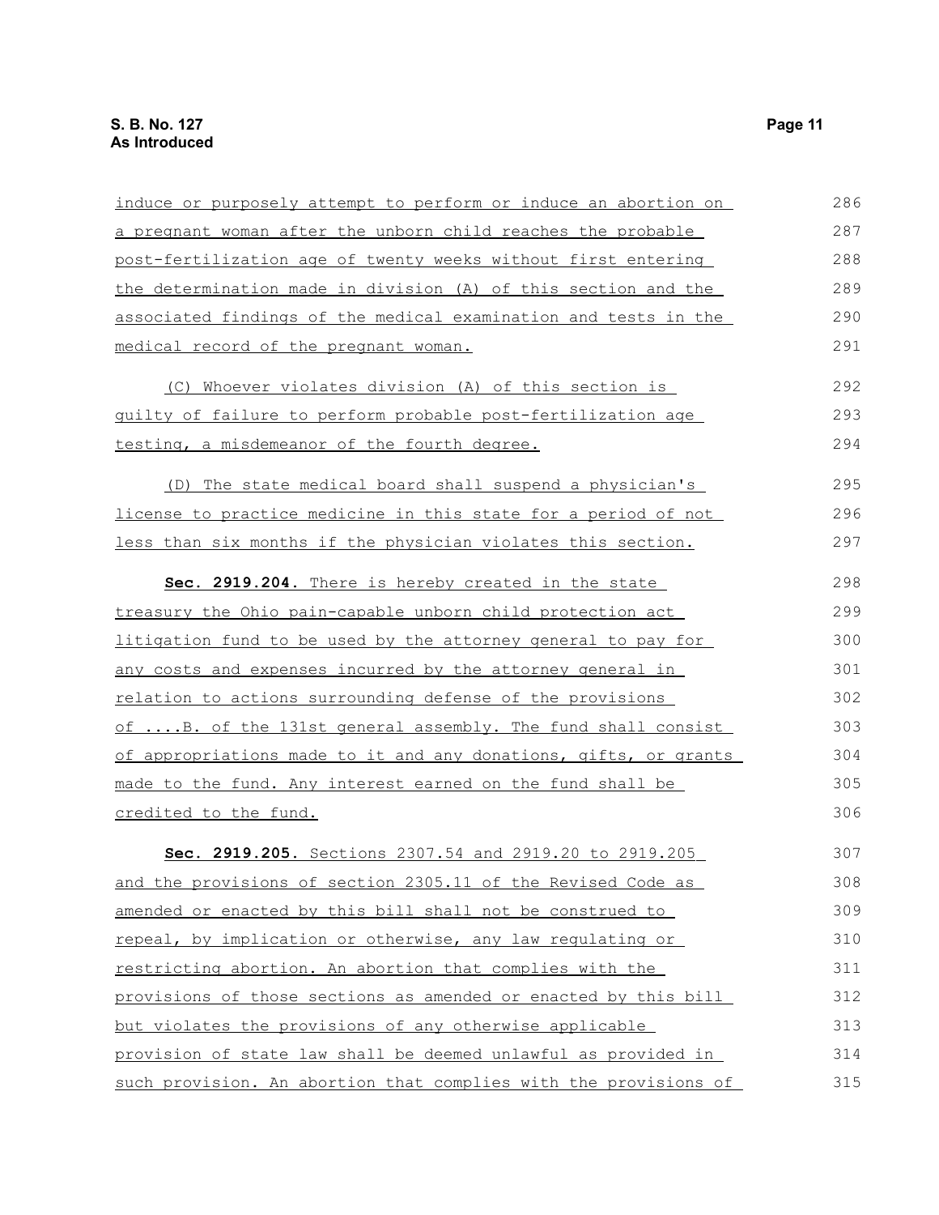induce or purposely attempt to perform or induce an abortion on a pregnant woman after the unborn child reaches the probable post-fertilization age of twenty weeks without first entering the determination made in division (A) of this section and the associated findings of the medical examination and tests in the medical record of the pregnant woman.

(C) Whoever violates division (A) of this section is guilty of failure to perform probable post-fertilization age testing, a misdemeanor of the fourth degree.

(D) The state medical board shall suspend a physician's license to practice medicine in this state for a period of not less than six months if the physician violates this section.

**Sec. 2919.204.** There is hereby created in the state treasury the Ohio pain-capable unborn child protection act litigation fund to be used by the attorney general to pay for any costs and expenses incurred by the attorney general in relation to actions surrounding defense of the provisions of ....B. of the 131st general assembly. The fund shall consist of appropriations made to it and any donations, gifts, or grants made to the fund. Any interest earned on the fund shall be credited to the fund.

**Sec. 2919.205.** Sections 2307.54 and 2919.20 to 2919.205 and the provisions of section 2305.11 of the Revised Code as amended or enacted by this bill shall not be construed to repeal, by implication or otherwise, any law regulating or restricting abortion. An abortion that complies with the provisions of those sections as amended or enacted by this bill but violates the provisions of any otherwise applicable provision of state law shall be deemed unlawful as provided in such provision. An abortion that complies with the provisions of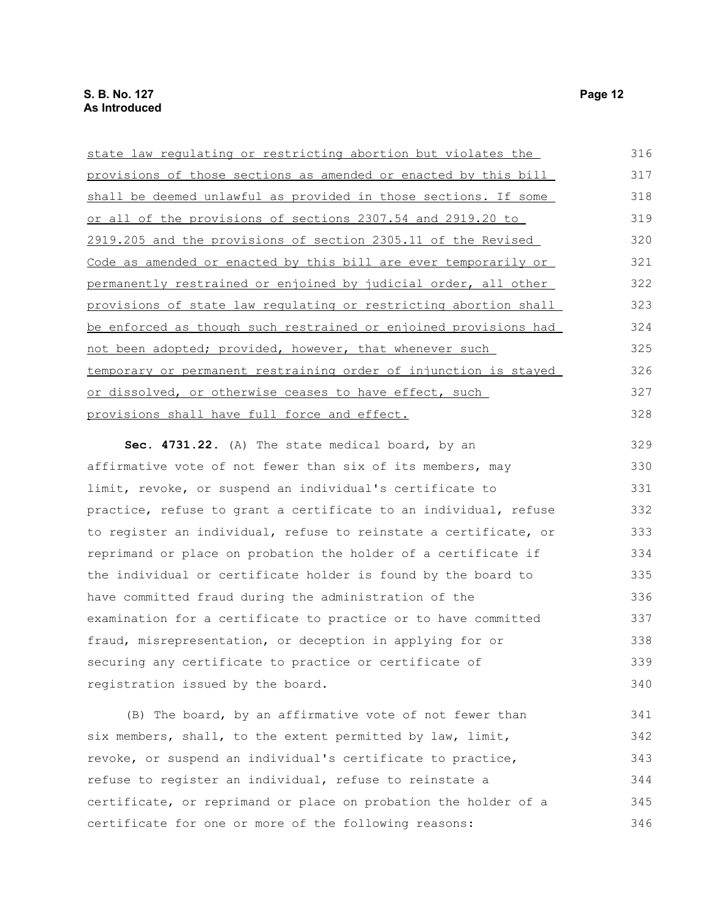state law regulating or restricting abortion but violates the provisions of those sections as amended or enacted by this bill shall be deemed unlawful as provided in those sections. If some or all of the provisions of sections 2307.54 and 2919.20 to 2919.205 and the provisions of section 2305.11 of the Revised Code as amended or enacted by this bill are ever temporarily or permanently restrained or enjoined by judicial order, all other provisions of state law regulating or restricting abortion shall be enforced as though such restrained or enjoined provisions had not been adopted; provided, however, that whenever such temporary or permanent restraining order of injunction is stayed or dissolved, or otherwise ceases to have effect, such provisions shall have full force and effect.

**Sec. 4731.22.** (A) The state medical board, by an affirmative vote of not fewer than six of its members, may limit, revoke, or suspend an individual's certificate to practice, refuse to grant a certificate to an individual, refuse to register an individual, refuse to reinstate a certificate, or reprimand or place on probation the holder of a certificate if the individual or certificate holder is found by the board to have committed fraud during the administration of the examination for a certificate to practice or to have committed fraud, misrepresentation, or deception in applying for or securing any certificate to practice or certificate of registration issued by the board.

(B) The board, by an affirmative vote of not fewer than six members, shall, to the extent permitted by law, limit, revoke, or suspend an individual's certificate to practice, refuse to register an individual, refuse to reinstate a certificate, or reprimand or place on probation the holder of a certificate for one or more of the following reasons: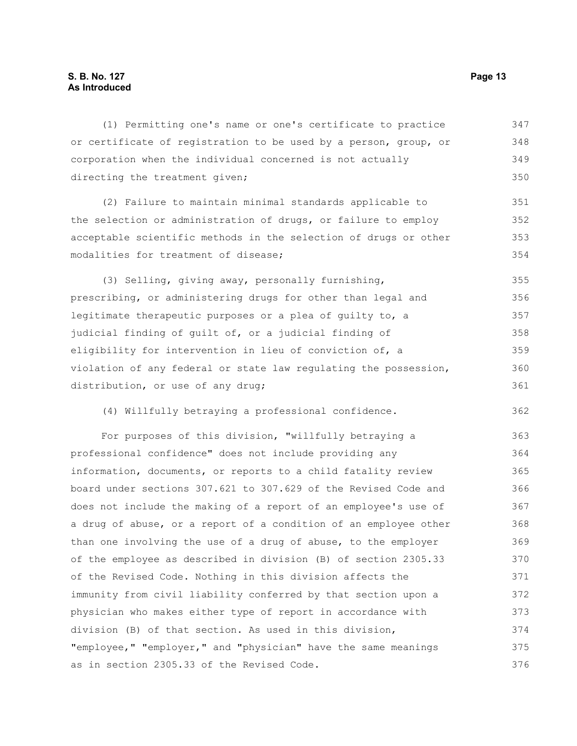(1) Permitting one's name or one's certificate to practice or certificate of registration to be used by a person, group, or corporation when the individual concerned is not actually directing the treatment given;

(2) Failure to maintain minimal standards applicable to the selection or administration of drugs, or failure to employ acceptable scientific methods in the selection of drugs or other modalities for treatment of disease;

(3) Selling, giving away, personally furnishing, prescribing, or administering drugs for other than legal and legitimate therapeutic purposes or a plea of guilty to, a judicial finding of guilt of, or a judicial finding of eligibility for intervention in lieu of conviction of, a violation of any federal or state law regulating the possession, distribution, or use of any drug;

(4) Willfully betraying a professional confidence.

For purposes of this division, "willfully betraying a professional confidence" does not include providing any information, documents, or reports to a child fatality review board under sections 307.621 to 307.629 of the Revised Code and does not include the making of a report of an employee's use of a drug of abuse, or a report of a condition of an employee other than one involving the use of a drug of abuse, to the employer of the employee as described in division (B) of section 2305.33 of the Revised Code. Nothing in this division affects the immunity from civil liability conferred by that section upon a physician who makes either type of report in accordance with division (B) of that section. As used in this division, "employee," "employer," and "physician" have the same meanings as in section 2305.33 of the Revised Code.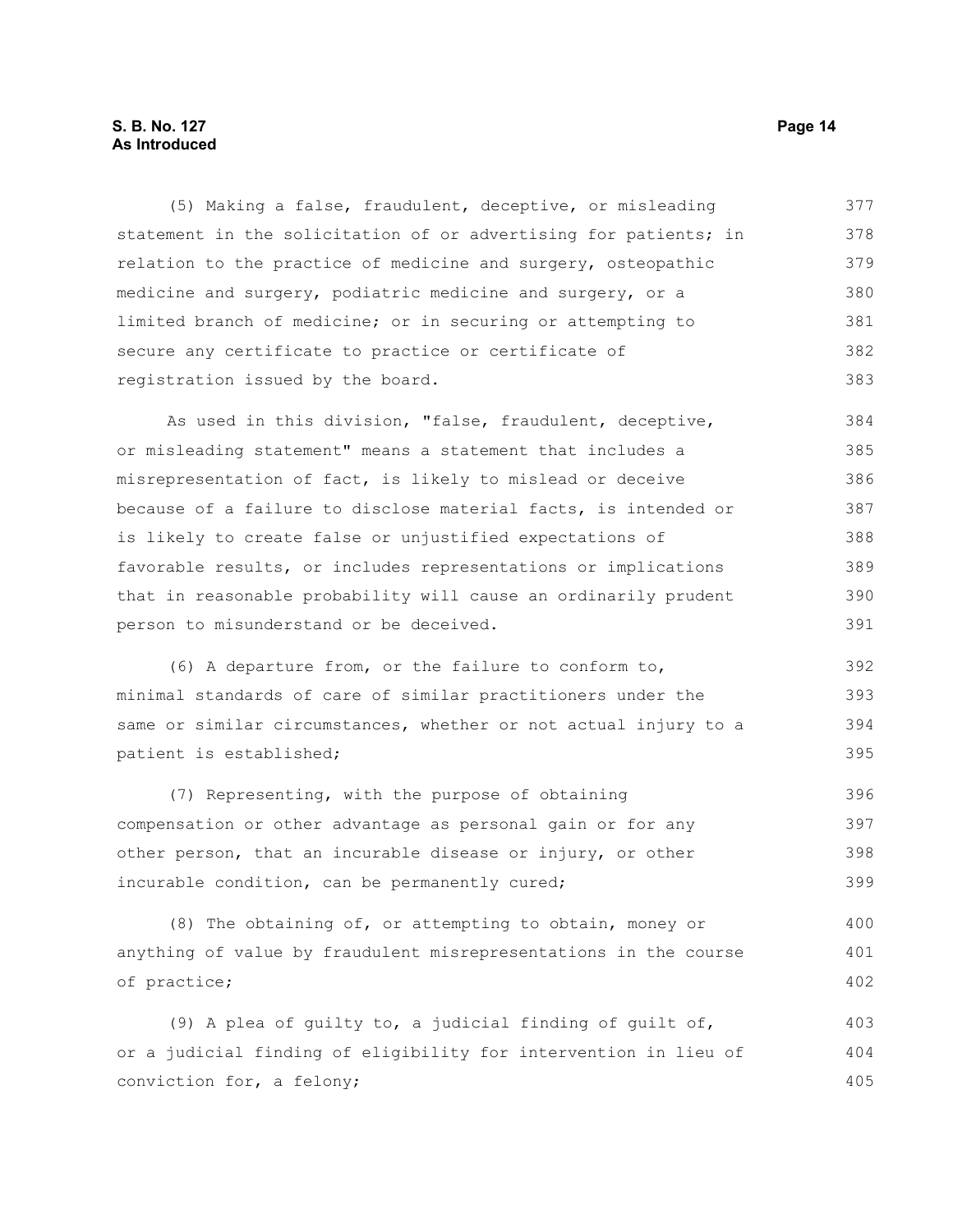(5) Making a false, fraudulent, deceptive, or misleading statement in the solicitation of or advertising for patients; in relation to the practice of medicine and surgery, osteopathic medicine and surgery, podiatric medicine and surgery, or a limited branch of medicine; or in securing or attempting to secure any certificate to practice or certificate of registration issued by the board.

As used in this division, "false, fraudulent, deceptive, or misleading statement" means a statement that includes a misrepresentation of fact, is likely to mislead or deceive because of a failure to disclose material facts, is intended or is likely to create false or unjustified expectations of favorable results, or includes representations or implications that in reasonable probability will cause an ordinarily prudent person to misunderstand or be deceived.

(6) A departure from, or the failure to conform to, minimal standards of care of similar practitioners under the same or similar circumstances, whether or not actual injury to a patient is established;

(7) Representing, with the purpose of obtaining compensation or other advantage as personal gain or for any other person, that an incurable disease or injury, or other incurable condition, can be permanently cured;

(8) The obtaining of, or attempting to obtain, money or anything of value by fraudulent misrepresentations in the course of practice;

(9) A plea of guilty to, a judicial finding of guilt of, or a judicial finding of eligibility for intervention in lieu of conviction for, a felony;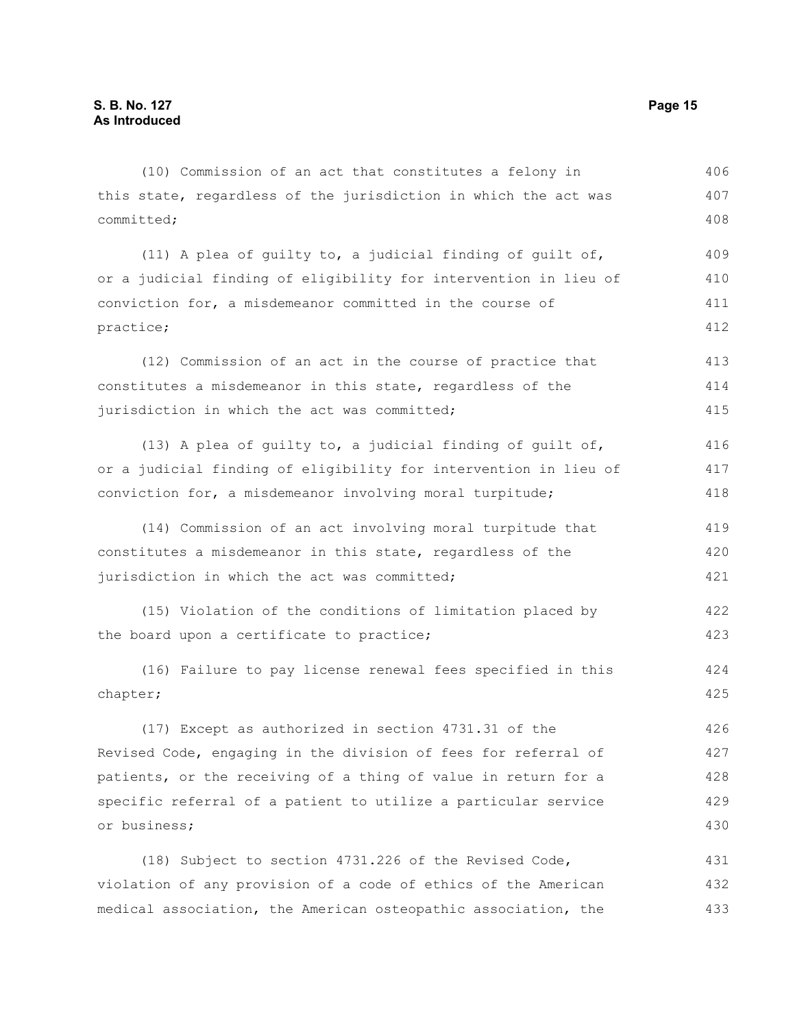(10) Commission of an act that constitutes a felony in this state, regardless of the jurisdiction in which the act was committed;

(11) A plea of guilty to, a judicial finding of guilt of, or a judicial finding of eligibility for intervention in lieu of conviction for, a misdemeanor committed in the course of practice;

(12) Commission of an act in the course of practice that constitutes a misdemeanor in this state, regardless of the jurisdiction in which the act was committed;

(13) A plea of guilty to, a judicial finding of guilt of, or a judicial finding of eligibility for intervention in lieu of conviction for, a misdemeanor involving moral turpitude;

(14) Commission of an act involving moral turpitude that constitutes a misdemeanor in this state, regardless of the jurisdiction in which the act was committed;

(15) Violation of the conditions of limitation placed by the board upon a certificate to practice;

(16) Failure to pay license renewal fees specified in this chapter;

(17) Except as authorized in section 4731.31 of the Revised Code, engaging in the division of fees for referral of patients, or the receiving of a thing of value in return for a specific referral of a patient to utilize a particular service or business;

(18) Subject to section 4731.226 of the Revised Code, violation of any provision of a code of ethics of the American medical association, the American osteopathic association, the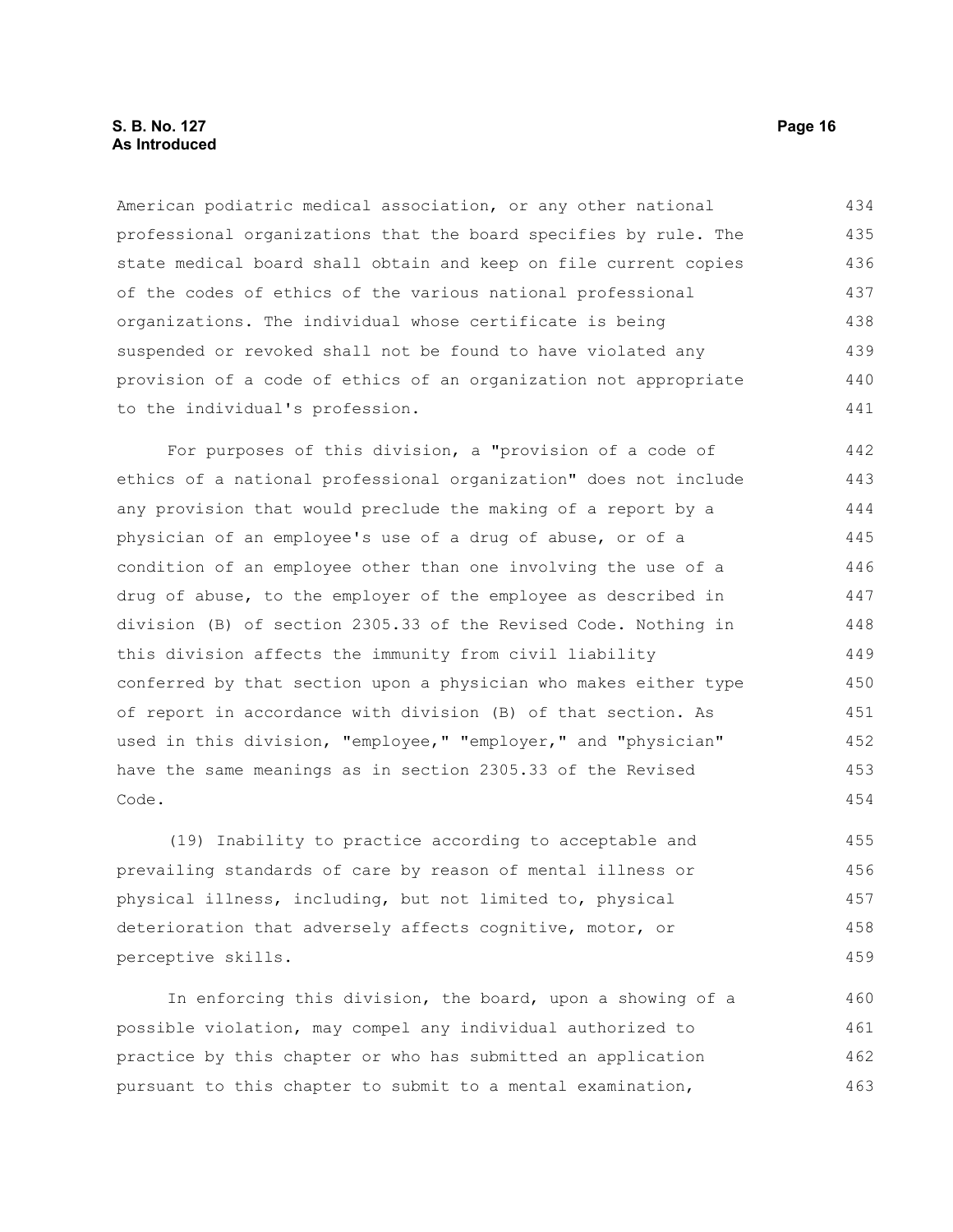American podiatric medical association, or any other national professional organizations that the board specifies by rule. The state medical board shall obtain and keep on file current copies of the codes of ethics of the various national professional organizations. The individual whose certificate is being suspended or revoked shall not be found to have violated any provision of a code of ethics of an organization not appropriate to the individual's profession.

For purposes of this division, a "provision of a code of ethics of a national professional organization" does not include any provision that would preclude the making of a report by a physician of an employee's use of a drug of abuse, or of a condition of an employee other than one involving the use of a drug of abuse, to the employer of the employee as described in division (B) of section 2305.33 of the Revised Code. Nothing in this division affects the immunity from civil liability conferred by that section upon a physician who makes either type of report in accordance with division (B) of that section. As used in this division, "employee," "employer," and "physician" have the same meanings as in section 2305.33 of the Revised Code.

(19) Inability to practice according to acceptable and prevailing standards of care by reason of mental illness or physical illness, including, but not limited to, physical deterioration that adversely affects cognitive, motor, or perceptive skills.

In enforcing this division, the board, upon a showing of a possible violation, may compel any individual authorized to practice by this chapter or who has submitted an application pursuant to this chapter to submit to a mental examination,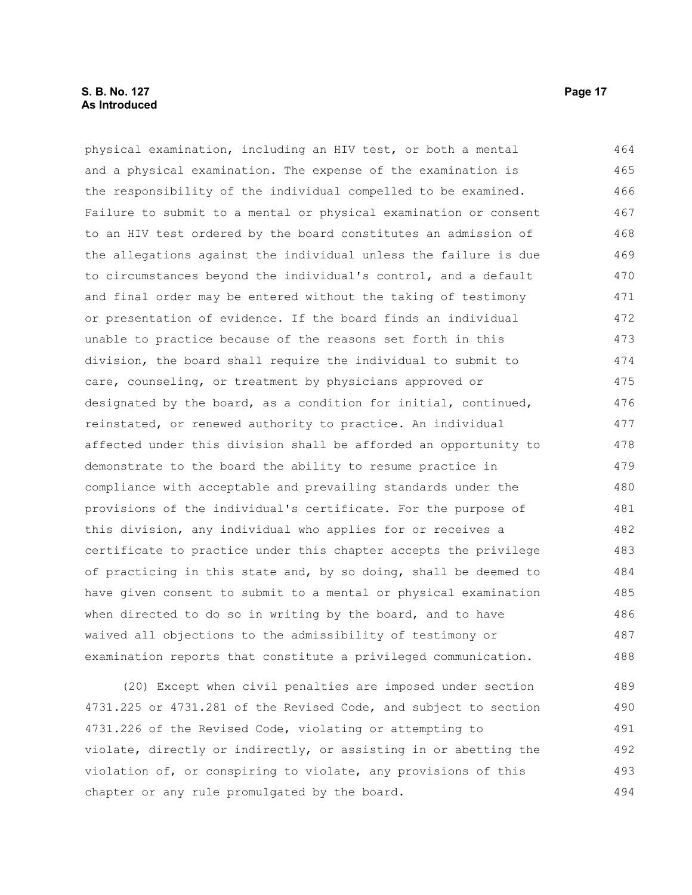physical examination, including an HIV test, or both a mental and a physical examination. The expense of the examination is the responsibility of the individual compelled to be examined. Failure to submit to a mental or physical examination or consent to an HIV test ordered by the board constitutes an admission of the allegations against the individual unless the failure is due to circumstances beyond the individual's control, and a default and final order may be entered without the taking of testimony or presentation of evidence. If the board finds an individual unable to practice because of the reasons set forth in this division, the board shall require the individual to submit to care, counseling, or treatment by physicians approved or designated by the board, as a condition for initial, continued, reinstated, or renewed authority to practice. An individual affected under this division shall be afforded an opportunity to demonstrate to the board the ability to resume practice in compliance with acceptable and prevailing standards under the provisions of the individual's certificate. For the purpose of this division, any individual who applies for or receives a certificate to practice under this chapter accepts the privilege of practicing in this state and, by so doing, shall be deemed to have given consent to submit to a mental or physical examination when directed to do so in writing by the board, and to have waived all objections to the admissibility of testimony or examination reports that constitute a privileged communication.

(20) Except when civil penalties are imposed under section 4731.225 or 4731.281 of the Revised Code, and subject to section 4731.226 of the Revised Code, violating or attempting to violate, directly or indirectly, or assisting in or abetting the violation of, or conspiring to violate, any provisions of this chapter or any rule promulgated by the board.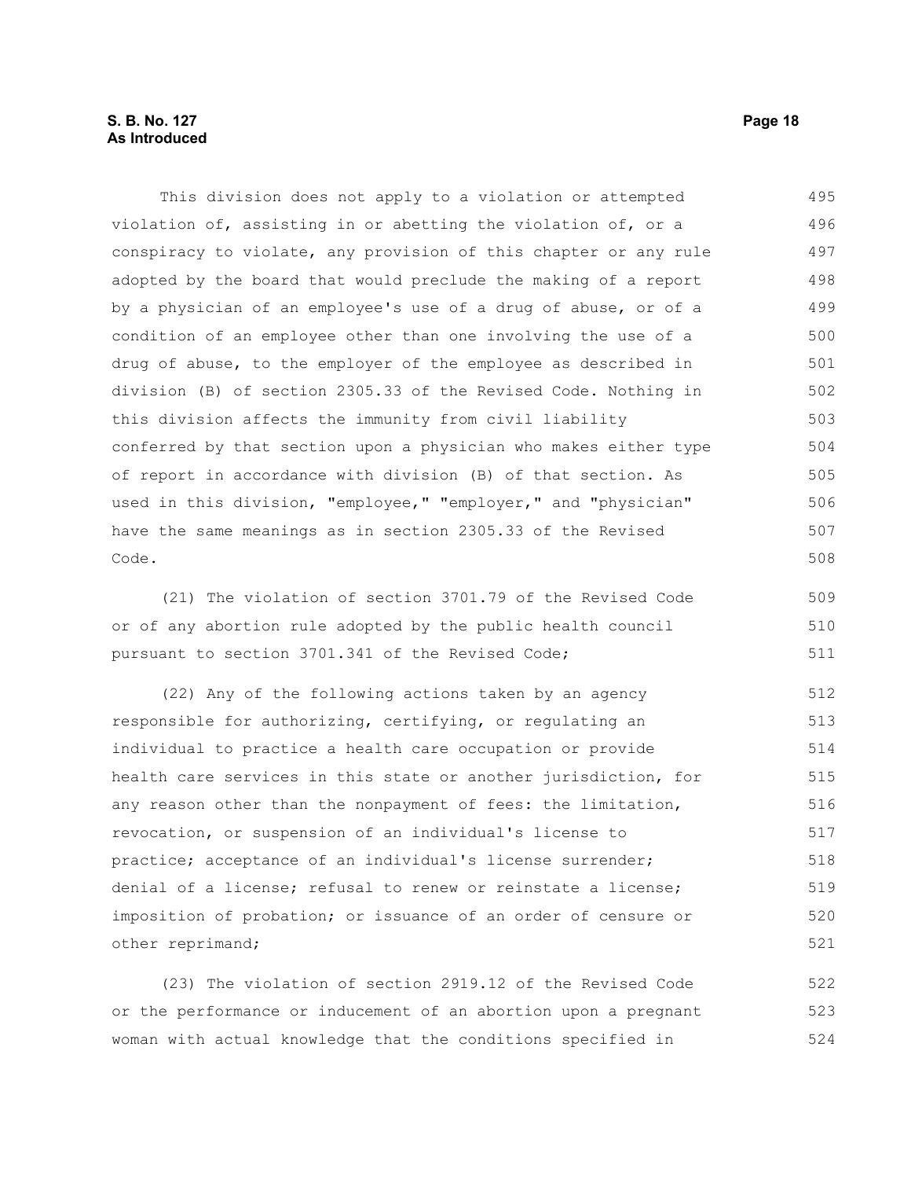This division does not apply to a violation or attempted violation of, assisting in or abetting the violation of, or a conspiracy to violate, any provision of this chapter or any rule adopted by the board that would preclude the making of a report by a physician of an employee's use of a drug of abuse, or of a condition of an employee other than one involving the use of a drug of abuse, to the employer of the employee as described in division (B) of section 2305.33 of the Revised Code. Nothing in this division affects the immunity from civil liability conferred by that section upon a physician who makes either type of report in accordance with division (B) of that section. As used in this division, "employee," "employer," and "physician" have the same meanings as in section 2305.33 of the Revised Code.

(21) The violation of section 3701.79 of the Revised Code or of any abortion rule adopted by the public health council pursuant to section 3701.341 of the Revised Code;

(22) Any of the following actions taken by an agency responsible for authorizing, certifying, or regulating an individual to practice a health care occupation or provide health care services in this state or another jurisdiction, for any reason other than the nonpayment of fees: the limitation, revocation, or suspension of an individual's license to practice; acceptance of an individual's license surrender; denial of a license; refusal to renew or reinstate a license; imposition of probation; or issuance of an order of censure or other reprimand;

(23) The violation of section 2919.12 of the Revised Code or the performance or inducement of an abortion upon a pregnant woman with actual knowledge that the conditions specified in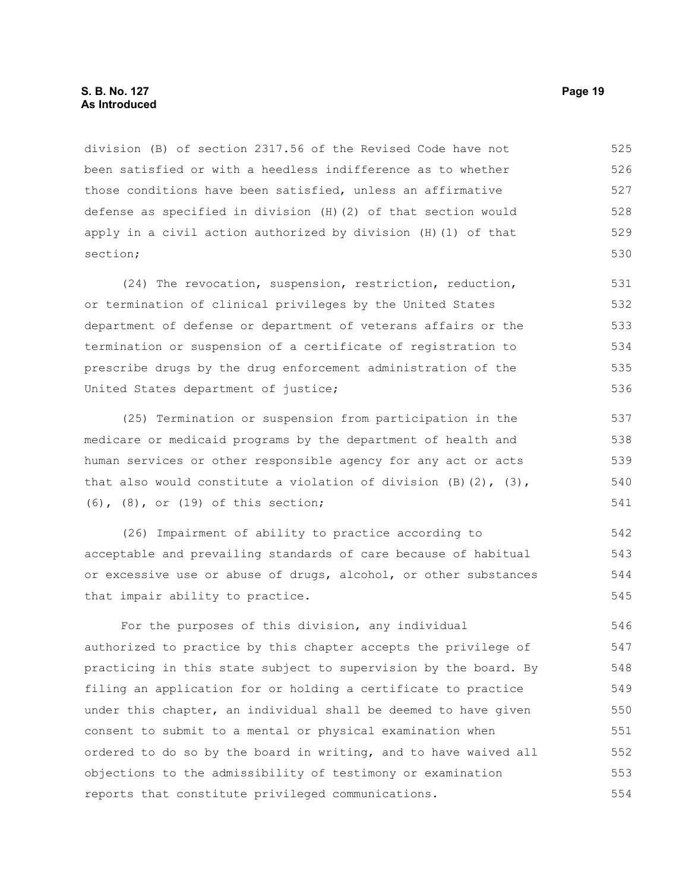division (B) of section 2317.56 of the Revised Code have not been satisfied or with a heedless indifference as to whether those conditions have been satisfied, unless an affirmative defense as specified in division (H)(2) of that section would apply in a civil action authorized by division (H)(1) of that section;

(24) The revocation, suspension, restriction, reduction, or termination of clinical privileges by the United States department of defense or department of veterans affairs or the termination or suspension of a certificate of registration to prescribe drugs by the drug enforcement administration of the United States department of justice;

(25) Termination or suspension from participation in the medicare or medicaid programs by the department of health and human services or other responsible agency for any act or acts that also would constitute a violation of division (B)(2), (3), (6), (8), or (19) of this section;

(26) Impairment of ability to practice according to acceptable and prevailing standards of care because of habitual or excessive use or abuse of drugs, alcohol, or other substances that impair ability to practice.

For the purposes of this division, any individual authorized to practice by this chapter accepts the privilege of practicing in this state subject to supervision by the board. By filing an application for or holding a certificate to practice under this chapter, an individual shall be deemed to have given consent to submit to a mental or physical examination when ordered to do so by the board in writing, and to have waived all objections to the admissibility of testimony or examination reports that constitute privileged communications.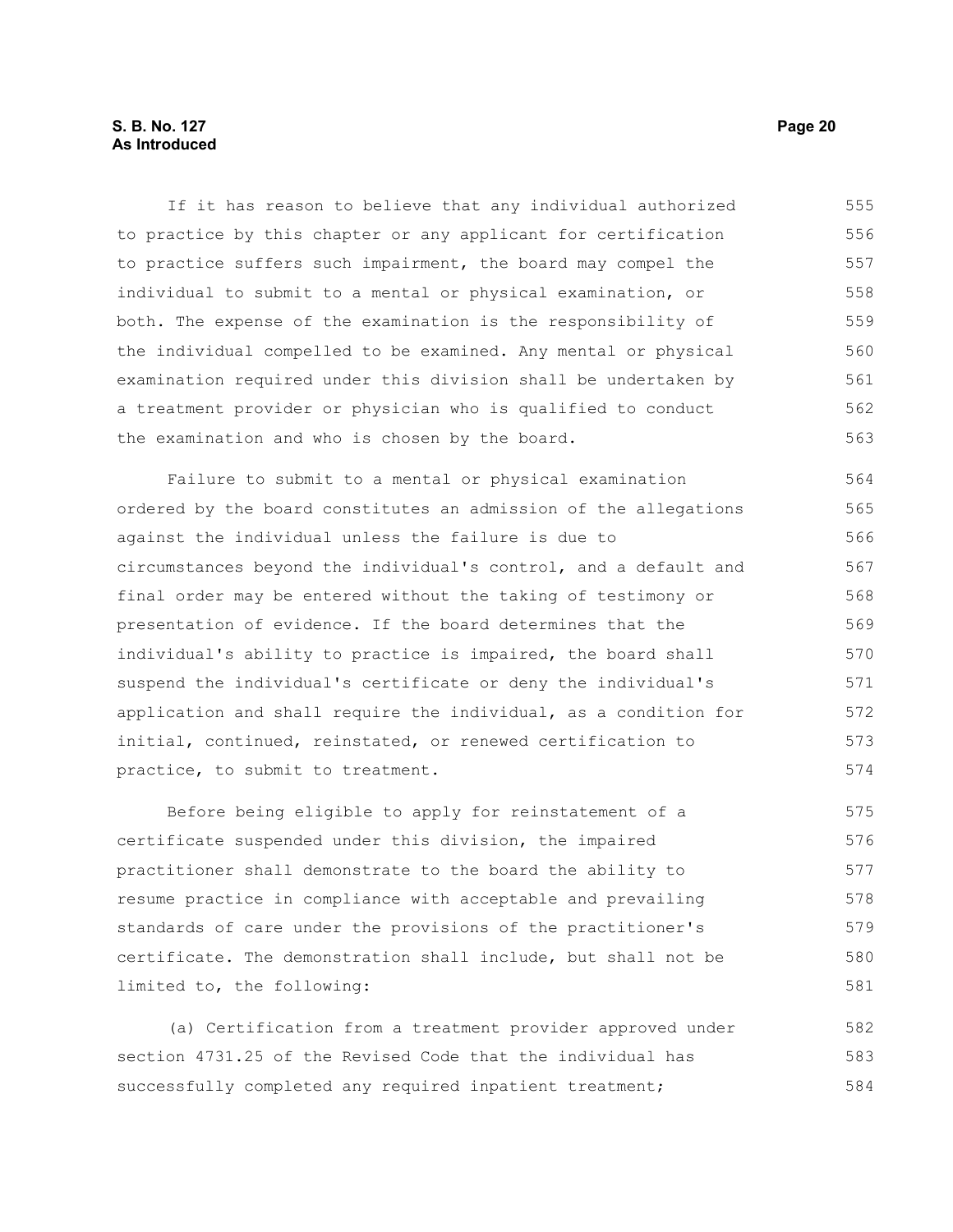If it has reason to believe that any individual authorized to practice by this chapter or any applicant for certification to practice suffers such impairment, the board may compel the individual to submit to a mental or physical examination, or both. The expense of the examination is the responsibility of the individual compelled to be examined. Any mental or physical examination required under this division shall be undertaken by a treatment provider or physician who is qualified to conduct the examination and who is chosen by the board.

Failure to submit to a mental or physical examination ordered by the board constitutes an admission of the allegations against the individual unless the failure is due to circumstances beyond the individual's control, and a default and final order may be entered without the taking of testimony or presentation of evidence. If the board determines that the individual's ability to practice is impaired, the board shall suspend the individual's certificate or deny the individual's application and shall require the individual, as a condition for initial, continued, reinstated, or renewed certification to practice, to submit to treatment.

Before being eligible to apply for reinstatement of a certificate suspended under this division, the impaired practitioner shall demonstrate to the board the ability to resume practice in compliance with acceptable and prevailing standards of care under the provisions of the practitioner's certificate. The demonstration shall include, but shall not be limited to, the following:

(a) Certification from a treatment provider approved under section 4731.25 of the Revised Code that the individual has successfully completed any required inpatient treatment;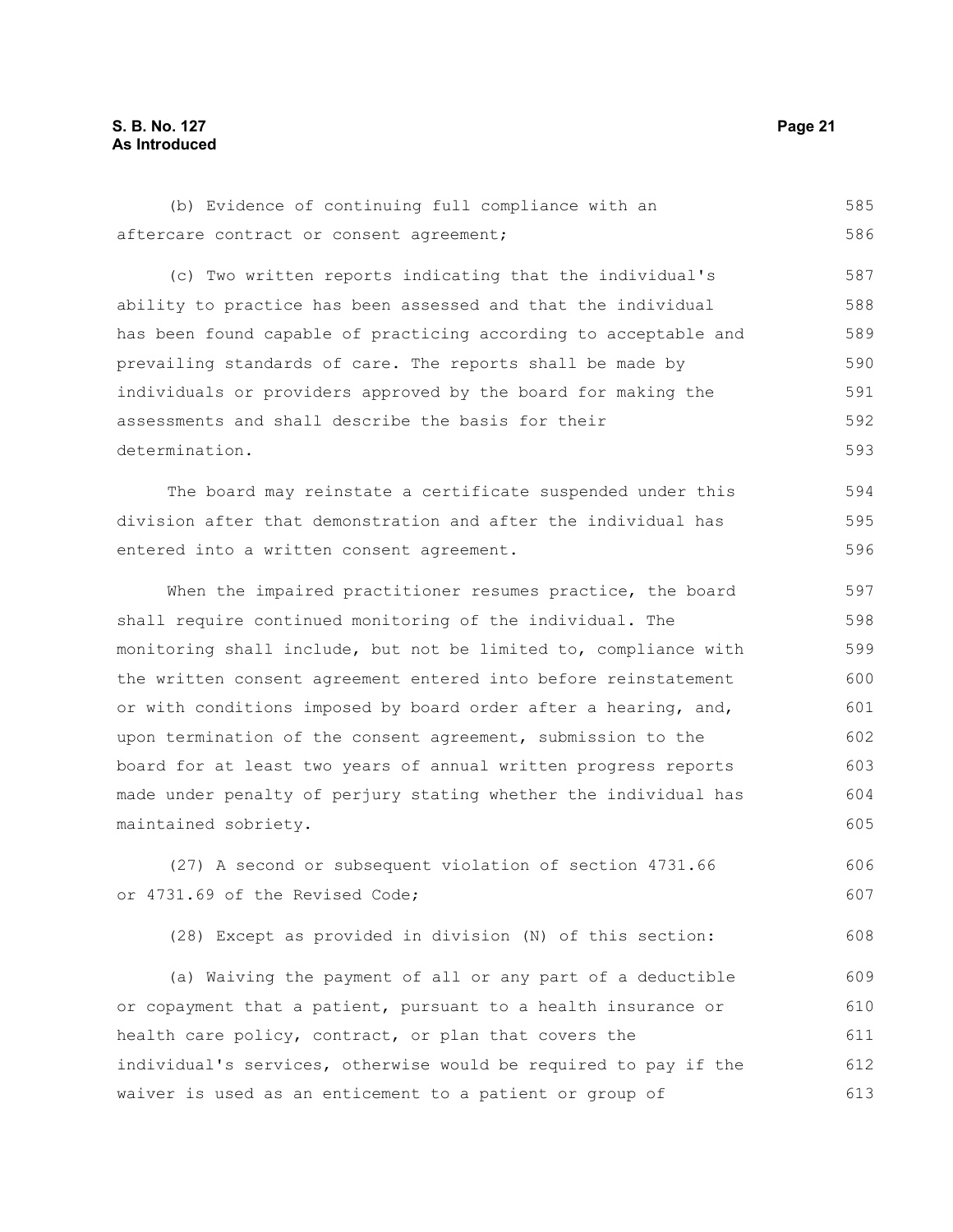(b) Evidence of continuing full compliance with an aftercare contract or consent agreement;

(c) Two written reports indicating that the individual's ability to practice has been assessed and that the individual has been found capable of practicing according to acceptable and prevailing standards of care. The reports shall be made by individuals or providers approved by the board for making the assessments and shall describe the basis for their determination.

The board may reinstate a certificate suspended under this division after that demonstration and after the individual has entered into a written consent agreement.

When the impaired practitioner resumes practice, the board shall require continued monitoring of the individual. The monitoring shall include, but not be limited to, compliance with the written consent agreement entered into before reinstatement or with conditions imposed by board order after a hearing, and, upon termination of the consent agreement, submission to the board for at least two years of annual written progress reports made under penalty of perjury stating whether the individual has maintained sobriety.

(27) A second or subsequent violation of section 4731.66 or 4731.69 of the Revised Code;

(28) Except as provided in division (N) of this section:

(a) Waiving the payment of all or any part of a deductible or copayment that a patient, pursuant to a health insurance or health care policy, contract, or plan that covers the individual's services, otherwise would be required to pay if the waiver is used as an enticement to a patient or group of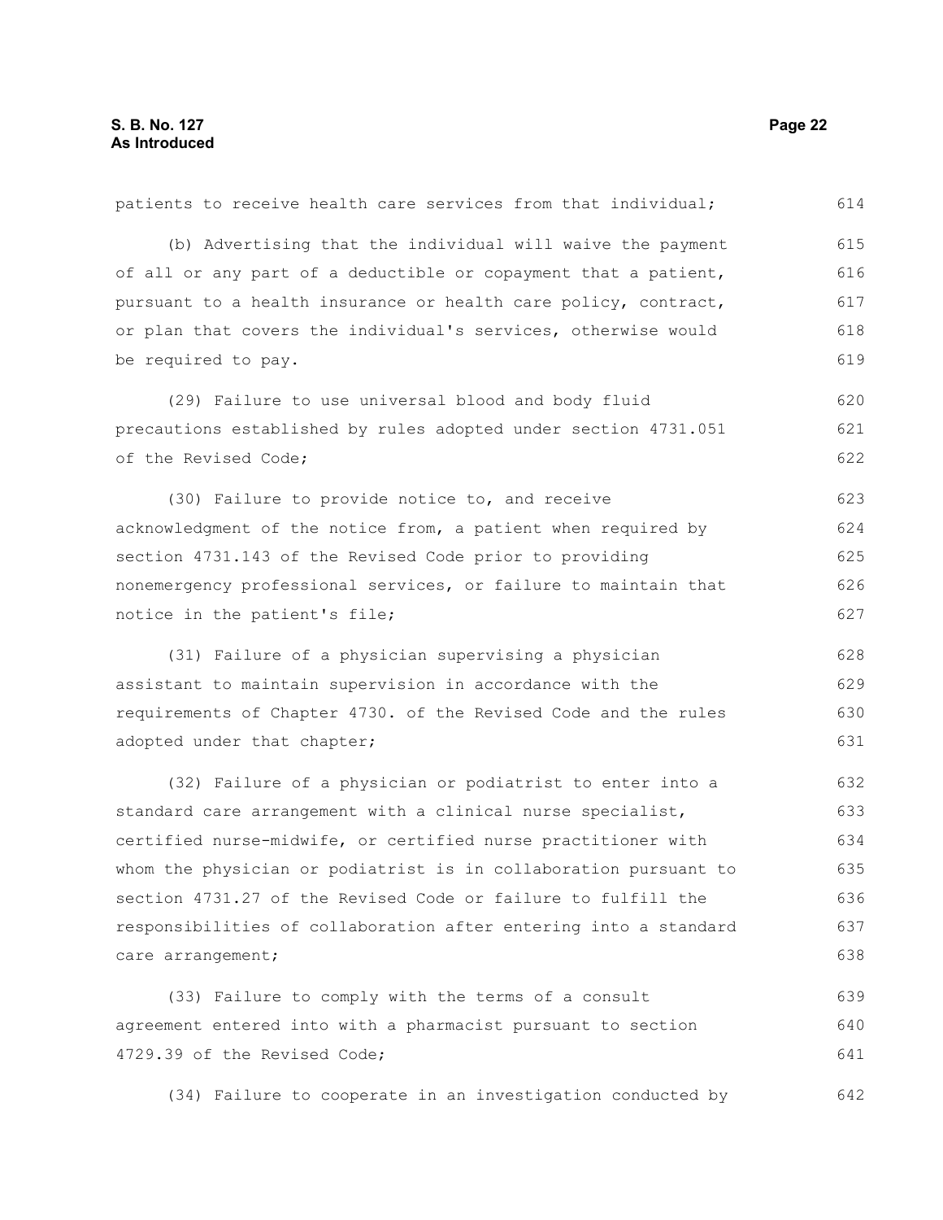patients to receive health care services from that individual;

(b) Advertising that the individual will waive the payment of all or any part of a deductible or copayment that a patient, pursuant to a health insurance or health care policy, contract, or plan that covers the individual's services, otherwise would be required to pay.

(29) Failure to use universal blood and body fluid precautions established by rules adopted under section 4731.051 of the Revised Code;

(30) Failure to provide notice to, and receive acknowledgment of the notice from, a patient when required by section 4731.143 of the Revised Code prior to providing nonemergency professional services, or failure to maintain that notice in the patient's file;

(31) Failure of a physician supervising a physician assistant to maintain supervision in accordance with the requirements of Chapter 4730. of the Revised Code and the rules adopted under that chapter;

(32) Failure of a physician or podiatrist to enter into a standard care arrangement with a clinical nurse specialist, certified nurse-midwife, or certified nurse practitioner with whom the physician or podiatrist is in collaboration pursuant to section 4731.27 of the Revised Code or failure to fulfill the responsibilities of collaboration after entering into a standard care arrangement;

(33) Failure to comply with the terms of a consult agreement entered into with a pharmacist pursuant to section 4729.39 of the Revised Code;

(34) Failure to cooperate in an investigation conducted by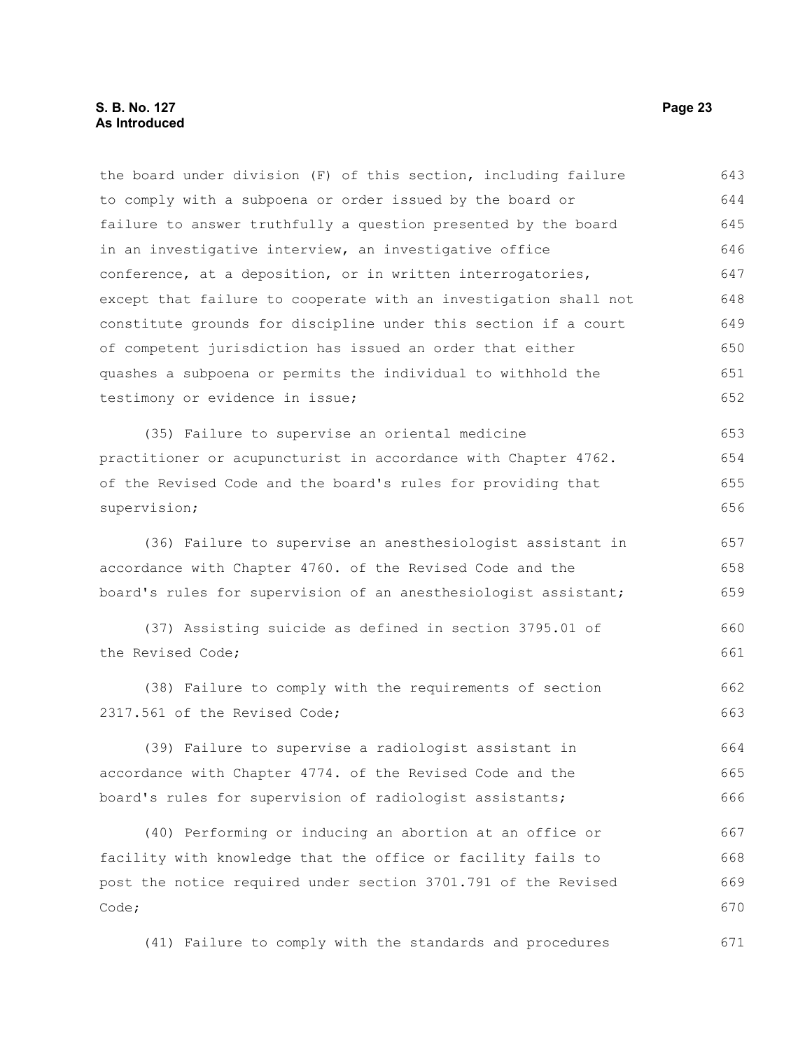the board under division (F) of this section, including failure to comply with a subpoena or order issued by the board or failure to answer truthfully a question presented by the board in an investigative interview, an investigative office conference, at a deposition, or in written interrogatories, except that failure to cooperate with an investigation shall not constitute grounds for discipline under this section if a court of competent jurisdiction has issued an order that either quashes a subpoena or permits the individual to withhold the testimony or evidence in issue;

(35) Failure to supervise an oriental medicine practitioner or acupuncturist in accordance with Chapter 4762. of the Revised Code and the board's rules for providing that supervision;

(36) Failure to supervise an anesthesiologist assistant in accordance with Chapter 4760. of the Revised Code and the board's rules for supervision of an anesthesiologist assistant;

(37) Assisting suicide as defined in section 3795.01 of the Revised Code;

(38) Failure to comply with the requirements of section 2317.561 of the Revised Code;

(39) Failure to supervise a radiologist assistant in accordance with Chapter 4774. of the Revised Code and the board's rules for supervision of radiologist assistants;

(40) Performing or inducing an abortion at an office or facility with knowledge that the office or facility fails to post the notice required under section 3701.791 of the Revised Code;

(41) Failure to comply with the standards and procedures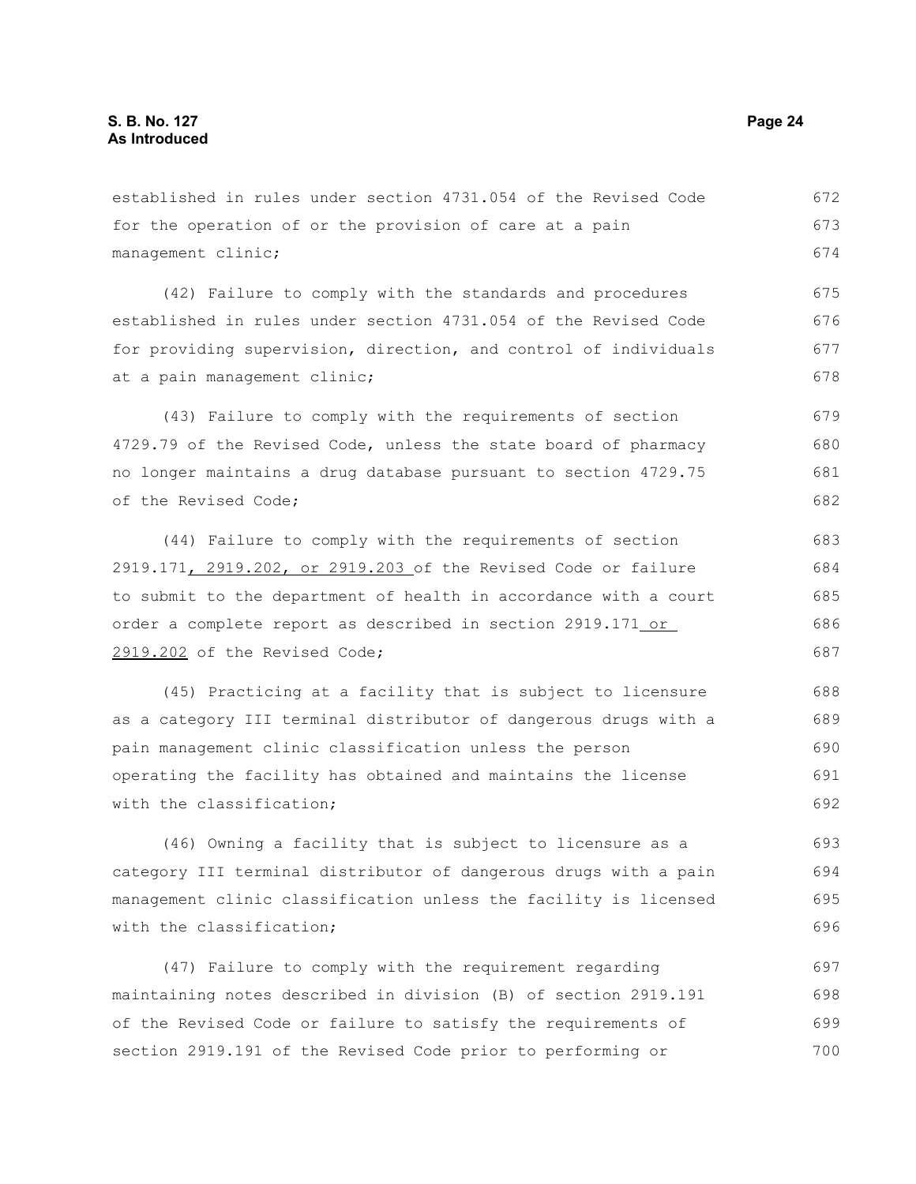established in rules under section 4731.054 of the Revised Code for the operation of or the provision of care at a pain management clinic;

(42) Failure to comply with the standards and procedures established in rules under section 4731.054 of the Revised Code for providing supervision, direction, and control of individuals at a pain management clinic;

(43) Failure to comply with the requirements of section 4729.79 of the Revised Code, unless the state board of pharmacy no longer maintains a drug database pursuant to section 4729.75 of the Revised Code;

(44) Failure to comply with the requirements of section 2919.171, 2919.202, or 2919.203 of the Revised Code or failure to submit to the department of health in accordance with a court order a complete report as described in section 2919.171 or 2919.202 of the Revised Code;

(45) Practicing at a facility that is subject to licensure as a category III terminal distributor of dangerous drugs with a pain management clinic classification unless the person operating the facility has obtained and maintains the license with the classification;

(46) Owning a facility that is subject to licensure as a category III terminal distributor of dangerous drugs with a pain management clinic classification unless the facility is licensed with the classification;

(47) Failure to comply with the requirement regarding maintaining notes described in division (B) of section 2919.191 of the Revised Code or failure to satisfy the requirements of section 2919.191 of the Revised Code prior to performing or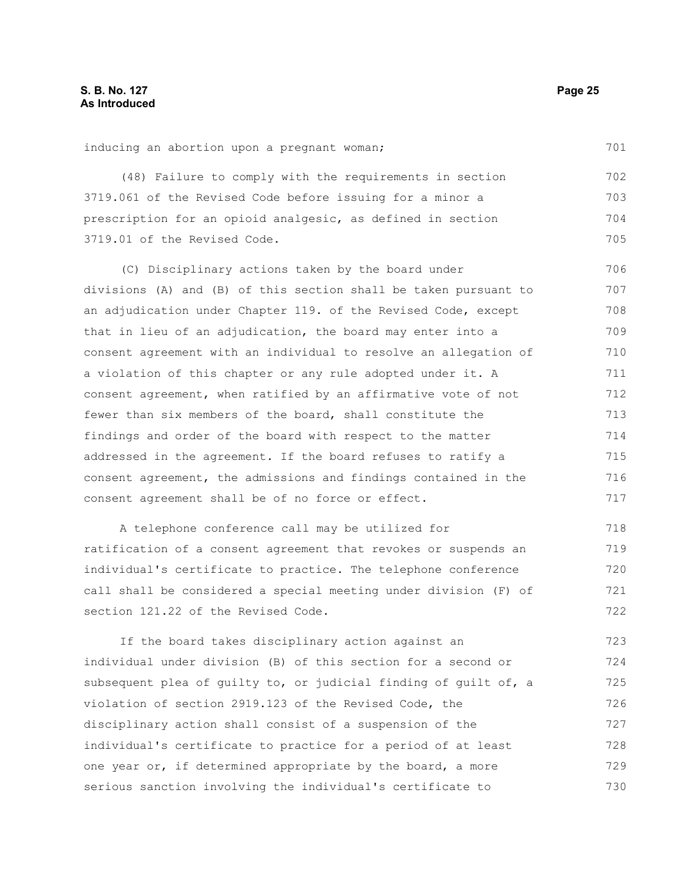inducing an abortion upon a pregnant woman;

(48) Failure to comply with the requirements in section 3719.061 of the Revised Code before issuing for a minor a prescription for an opioid analgesic, as defined in section 3719.01 of the Revised Code.

(C) Disciplinary actions taken by the board under divisions (A) and (B) of this section shall be taken pursuant to an adjudication under Chapter 119. of the Revised Code, except that in lieu of an adjudication, the board may enter into a consent agreement with an individual to resolve an allegation of a violation of this chapter or any rule adopted under it. A consent agreement, when ratified by an affirmative vote of not fewer than six members of the board, shall constitute the findings and order of the board with respect to the matter addressed in the agreement. If the board refuses to ratify a consent agreement, the admissions and findings contained in the consent agreement shall be of no force or effect.

A telephone conference call may be utilized for ratification of a consent agreement that revokes or suspends an individual's certificate to practice. The telephone conference call shall be considered a special meeting under division (F) of section 121.22 of the Revised Code.

If the board takes disciplinary action against an individual under division (B) of this section for a second or subsequent plea of guilty to, or judicial finding of guilt of, a violation of section 2919.123 of the Revised Code, the disciplinary action shall consist of a suspension of the individual's certificate to practice for a period of at least one year or, if determined appropriate by the board, a more serious sanction involving the individual's certificate to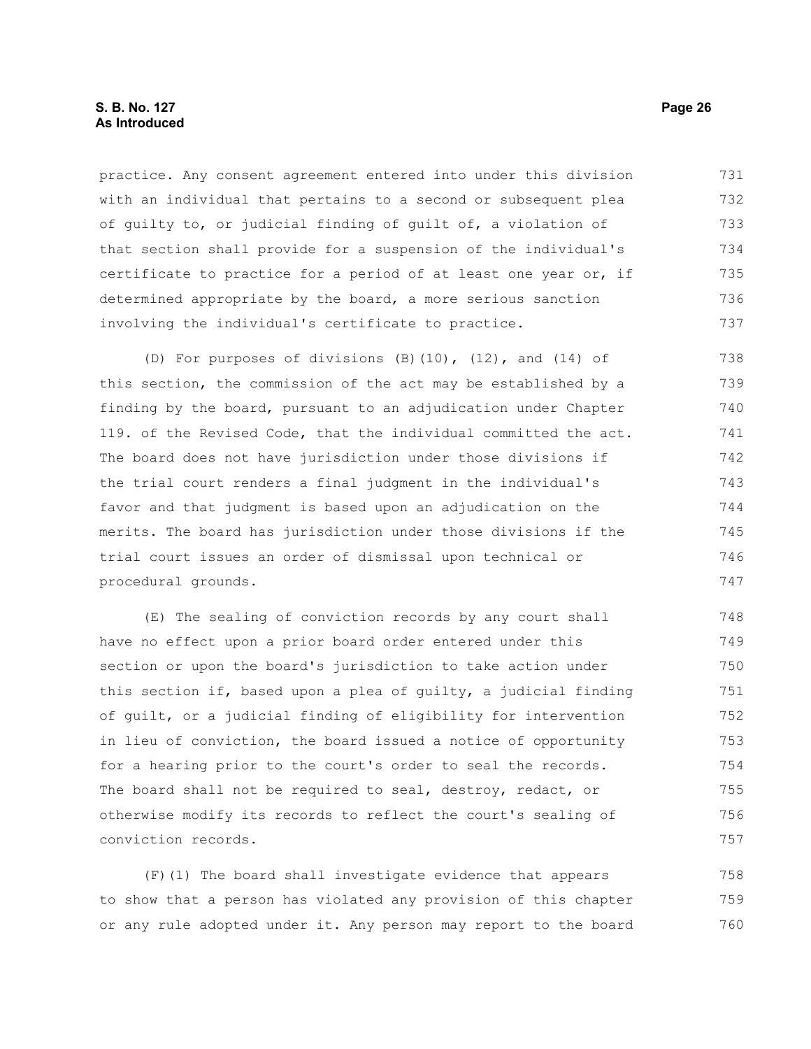practice. Any consent agreement entered into under this division with an individual that pertains to a second or subsequent plea of guilty to, or judicial finding of guilt of, a violation of that section shall provide for a suspension of the individual's certificate to practice for a period of at least one year or, if determined appropriate by the board, a more serious sanction involving the individual's certificate to practice.

(D) For purposes of divisions (B)(10), (12), and (14) of this section, the commission of the act may be established by a finding by the board, pursuant to an adjudication under Chapter 119. of the Revised Code, that the individual committed the act. The board does not have jurisdiction under those divisions if the trial court renders a final judgment in the individual's favor and that judgment is based upon an adjudication on the merits. The board has jurisdiction under those divisions if the trial court issues an order of dismissal upon technical or procedural grounds.

(E) The sealing of conviction records by any court shall have no effect upon a prior board order entered under this section or upon the board's jurisdiction to take action under this section if, based upon a plea of guilty, a judicial finding of guilt, or a judicial finding of eligibility for intervention in lieu of conviction, the board issued a notice of opportunity for a hearing prior to the court's order to seal the records. The board shall not be required to seal, destroy, redact, or otherwise modify its records to reflect the court's sealing of conviction records.

(F)(1) The board shall investigate evidence that appears to show that a person has violated any provision of this chapter or any rule adopted under it. Any person may report to the board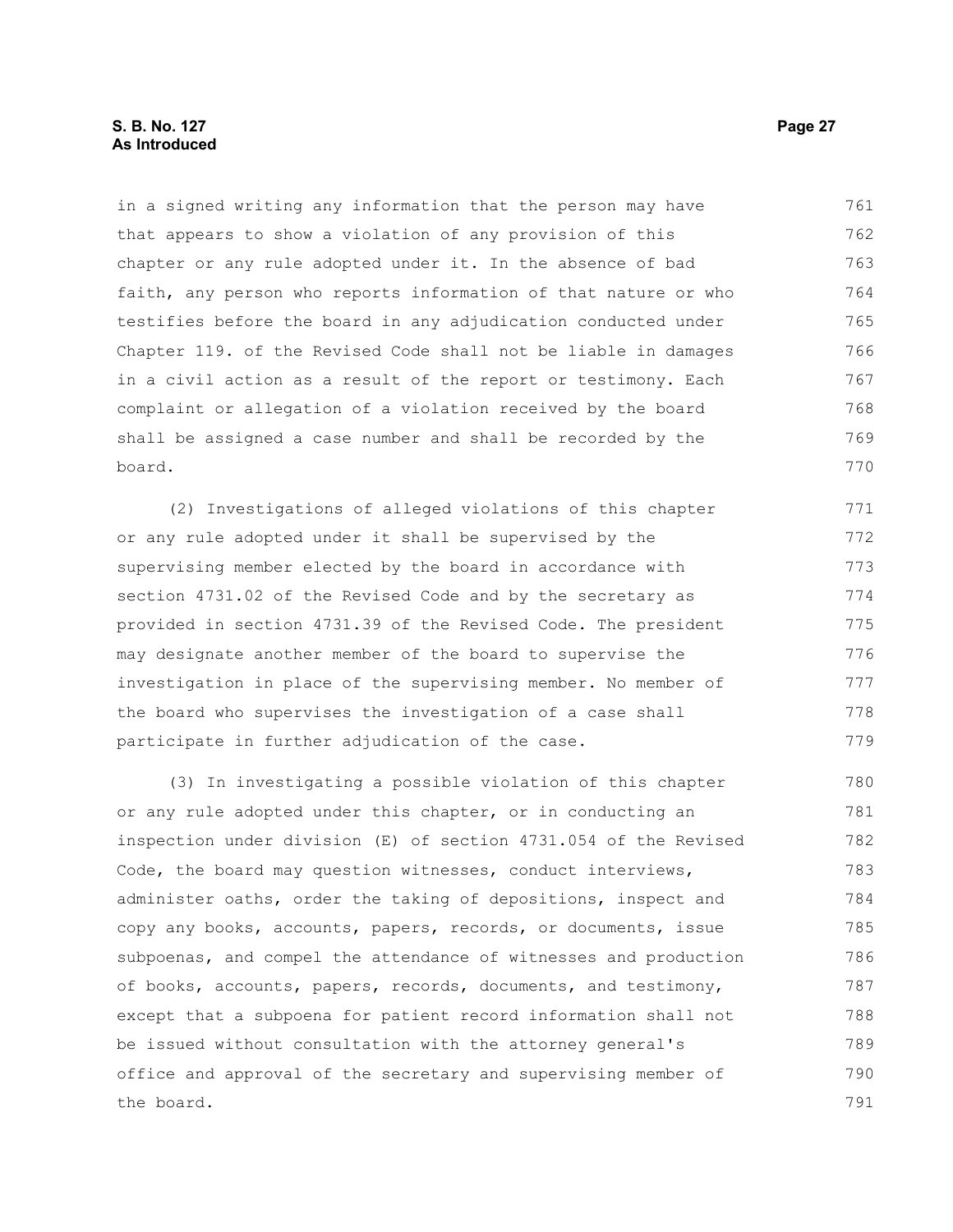in a signed writing any information that the person may have that appears to show a violation of any provision of this chapter or any rule adopted under it. In the absence of bad faith, any person who reports information of that nature or who testifies before the board in any adjudication conducted under Chapter 119. of the Revised Code shall not be liable in damages in a civil action as a result of the report or testimony. Each complaint or allegation of a violation received by the board shall be assigned a case number and shall be recorded by the board.

(2) Investigations of alleged violations of this chapter or any rule adopted under it shall be supervised by the supervising member elected by the board in accordance with section 4731.02 of the Revised Code and by the secretary as provided in section 4731.39 of the Revised Code. The president may designate another member of the board to supervise the investigation in place of the supervising member. No member of the board who supervises the investigation of a case shall participate in further adjudication of the case.

(3) In investigating a possible violation of this chapter or any rule adopted under this chapter, or in conducting an inspection under division (E) of section 4731.054 of the Revised Code, the board may question witnesses, conduct interviews, administer oaths, order the taking of depositions, inspect and copy any books, accounts, papers, records, or documents, issue subpoenas, and compel the attendance of witnesses and production of books, accounts, papers, records, documents, and testimony, except that a subpoena for patient record information shall not be issued without consultation with the attorney general's office and approval of the secretary and supervising member of the board.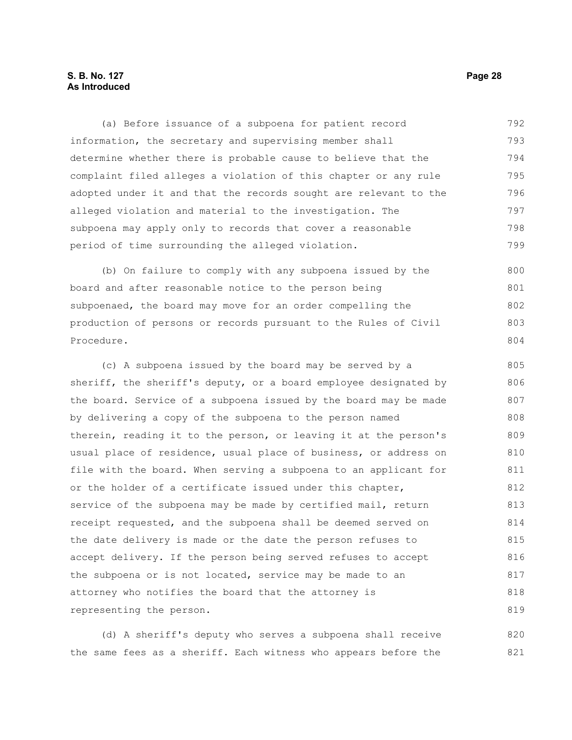(a) Before issuance of a subpoena for patient record information, the secretary and supervising member shall determine whether there is probable cause to believe that the complaint filed alleges a violation of this chapter or any rule adopted under it and that the records sought are relevant to the alleged violation and material to the investigation. The subpoena may apply only to records that cover a reasonable period of time surrounding the alleged violation.

(b) On failure to comply with any subpoena issued by the board and after reasonable notice to the person being subpoenaed, the board may move for an order compelling the production of persons or records pursuant to the Rules of Civil Procedure.

(c) A subpoena issued by the board may be served by a sheriff, the sheriff's deputy, or a board employee designated by the board. Service of a subpoena issued by the board may be made by delivering a copy of the subpoena to the person named therein, reading it to the person, or leaving it at the person's usual place of residence, usual place of business, or address on file with the board. When serving a subpoena to an applicant for or the holder of a certificate issued under this chapter, service of the subpoena may be made by certified mail, return receipt requested, and the subpoena shall be deemed served on the date delivery is made or the date the person refuses to accept delivery. If the person being served refuses to accept the subpoena or is not located, service may be made to an attorney who notifies the board that the attorney is representing the person.

(d) A sheriff's deputy who serves a subpoena shall receive the same fees as a sheriff. Each witness who appears before the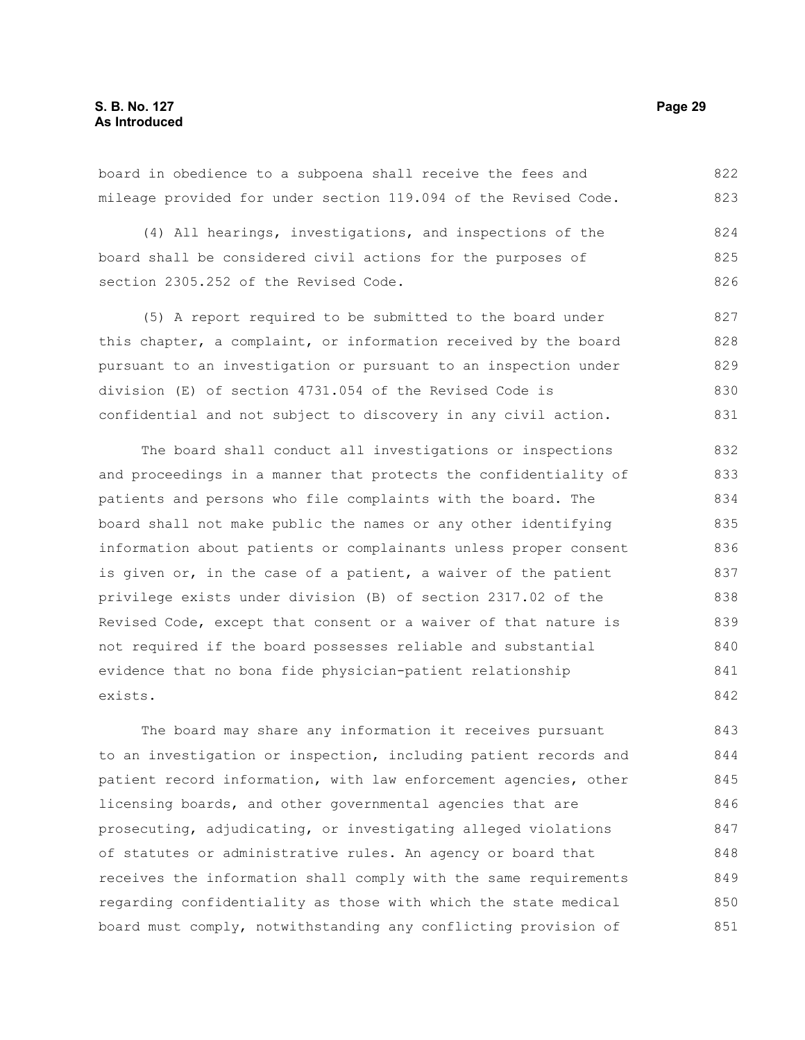board in obedience to a subpoena shall receive the fees and mileage provided for under section 119.094 of the Revised Code.

(4) All hearings, investigations, and inspections of the board shall be considered civil actions for the purposes of section 2305.252 of the Revised Code.

(5) A report required to be submitted to the board under this chapter, a complaint, or information received by the board pursuant to an investigation or pursuant to an inspection under division (E) of section 4731.054 of the Revised Code is confidential and not subject to discovery in any civil action.

The board shall conduct all investigations or inspections and proceedings in a manner that protects the confidentiality of patients and persons who file complaints with the board. The board shall not make public the names or any other identifying information about patients or complainants unless proper consent is given or, in the case of a patient, a waiver of the patient privilege exists under division (B) of section 2317.02 of the Revised Code, except that consent or a waiver of that nature is not required if the board possesses reliable and substantial evidence that no bona fide physician-patient relationship exists.

The board may share any information it receives pursuant to an investigation or inspection, including patient records and patient record information, with law enforcement agencies, other licensing boards, and other governmental agencies that are prosecuting, adjudicating, or investigating alleged violations of statutes or administrative rules. An agency or board that receives the information shall comply with the same requirements regarding confidentiality as those with which the state medical board must comply, notwithstanding any conflicting provision of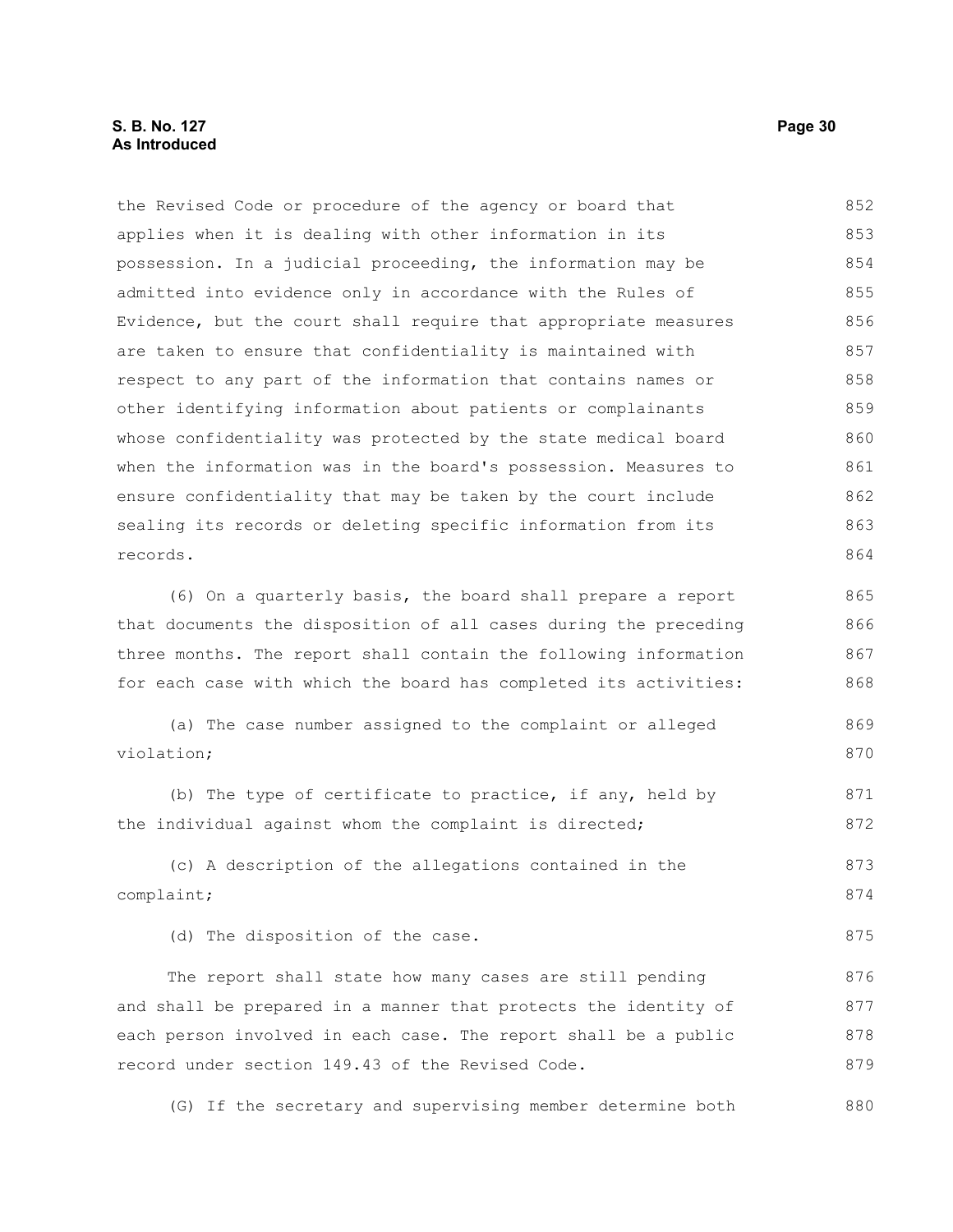the Revised Code or procedure of the agency or board that applies when it is dealing with other information in its possession. In a judicial proceeding, the information may be admitted into evidence only in accordance with the Rules of Evidence, but the court shall require that appropriate measures are taken to ensure that confidentiality is maintained with respect to any part of the information that contains names or other identifying information about patients or complainants whose confidentiality was protected by the state medical board when the information was in the board's possession. Measures to ensure confidentiality that may be taken by the court include sealing its records or deleting specific information from its records.

(6) On a quarterly basis, the board shall prepare a report that documents the disposition of all cases during the preceding three months. The report shall contain the following information for each case with which the board has completed its activities:

(a) The case number assigned to the complaint or alleged violation;

(b) The type of certificate to practice, if any, held by the individual against whom the complaint is directed;

(c) A description of the allegations contained in the complaint;

(d) The disposition of the case.

The report shall state how many cases are still pending and shall be prepared in a manner that protects the identity of each person involved in each case. The report shall be a public record under section 149.43 of the Revised Code.

(G) If the secretary and supervising member determine both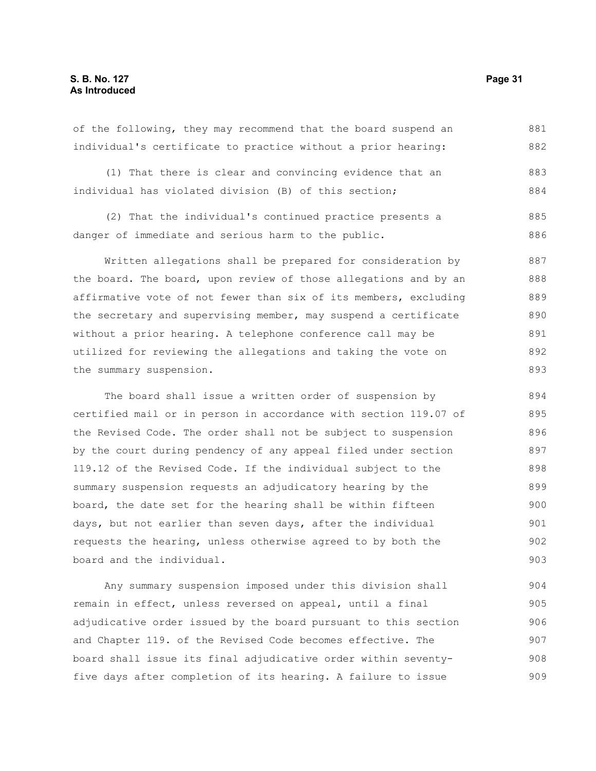of the following, they may recommend that the board suspend an individual's certificate to practice without a prior hearing:

(1) That there is clear and convincing evidence that an individual has violated division (B) of this section;

(2) That the individual's continued practice presents a danger of immediate and serious harm to the public.

Written allegations shall be prepared for consideration by the board. The board, upon review of those allegations and by an affirmative vote of not fewer than six of its members, excluding the secretary and supervising member, may suspend a certificate without a prior hearing. A telephone conference call may be utilized for reviewing the allegations and taking the vote on the summary suspension.

The board shall issue a written order of suspension by certified mail or in person in accordance with section 119.07 of the Revised Code. The order shall not be subject to suspension by the court during pendency of any appeal filed under section 119.12 of the Revised Code. If the individual subject to the summary suspension requests an adjudicatory hearing by the board, the date set for the hearing shall be within fifteen days, but not earlier than seven days, after the individual requests the hearing, unless otherwise agreed to by both the board and the individual.

Any summary suspension imposed under this division shall remain in effect, unless reversed on appeal, until a final adjudicative order issued by the board pursuant to this section and Chapter 119. of the Revised Code becomes effective. The board shall issue its final adjudicative order within seventy-five days after completion of its hearing. A failure to issue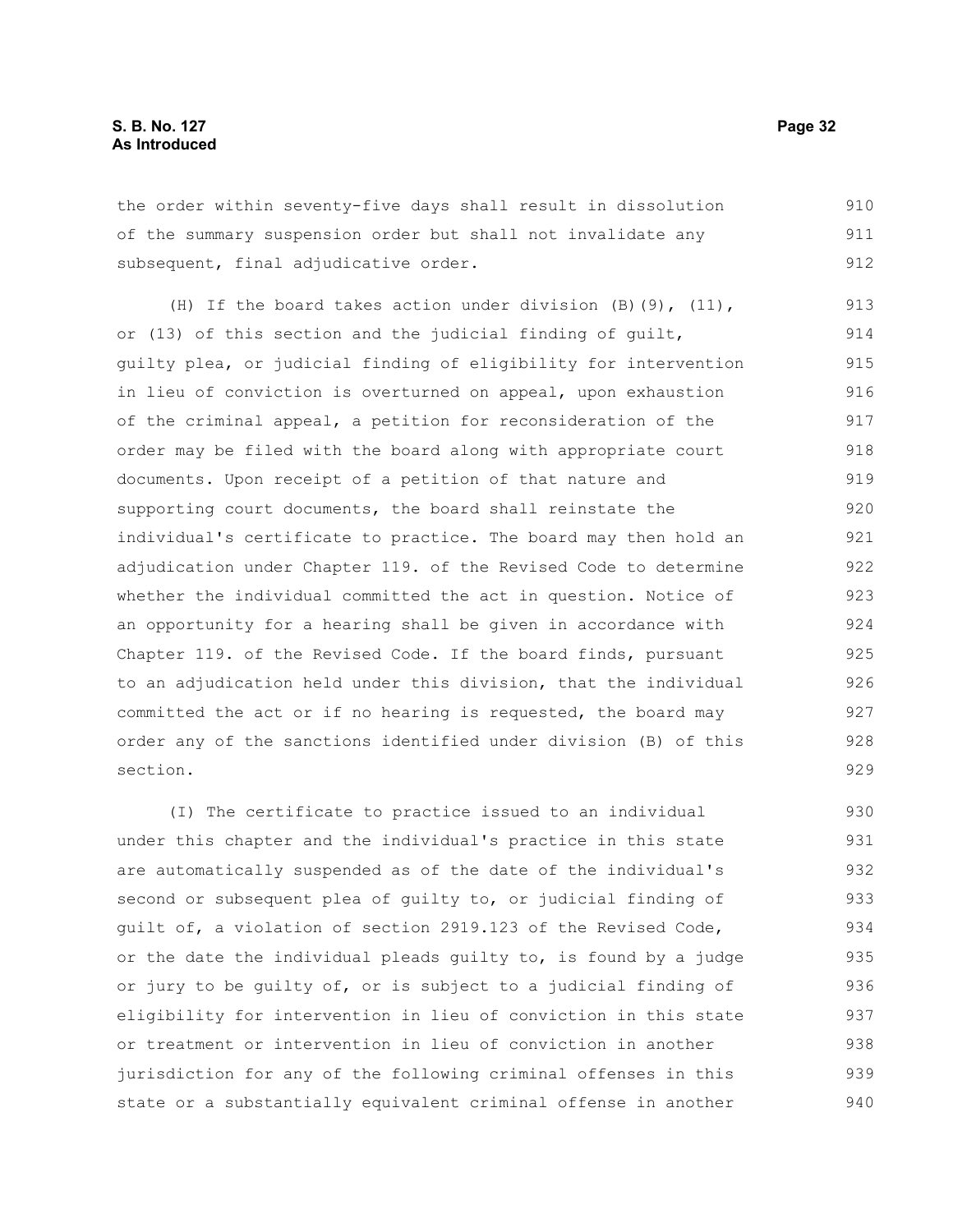the order within seventy-five days shall result in dissolution of the summary suspension order but shall not invalidate any subsequent, final adjudicative order.

(H) If the board takes action under division (B)(9), (11), or (13) of this section and the judicial finding of guilt, guilty plea, or judicial finding of eligibility for intervention in lieu of conviction is overturned on appeal, upon exhaustion of the criminal appeal, a petition for reconsideration of the order may be filed with the board along with appropriate court documents. Upon receipt of a petition of that nature and supporting court documents, the board shall reinstate the individual's certificate to practice. The board may then hold an adjudication under Chapter 119. of the Revised Code to determine whether the individual committed the act in question. Notice of an opportunity for a hearing shall be given in accordance with Chapter 119. of the Revised Code. If the board finds, pursuant to an adjudication held under this division, that the individual committed the act or if no hearing is requested, the board may order any of the sanctions identified under division (B) of this section.

(I) The certificate to practice issued to an individual under this chapter and the individual's practice in this state are automatically suspended as of the date of the individual's second or subsequent plea of guilty to, or judicial finding of guilt of, a violation of section 2919.123 of the Revised Code, or the date the individual pleads guilty to, is found by a judge or jury to be guilty of, or is subject to a judicial finding of eligibility for intervention in lieu of conviction in this state or treatment or intervention in lieu of conviction in another jurisdiction for any of the following criminal offenses in this state or a substantially equivalent criminal offense in another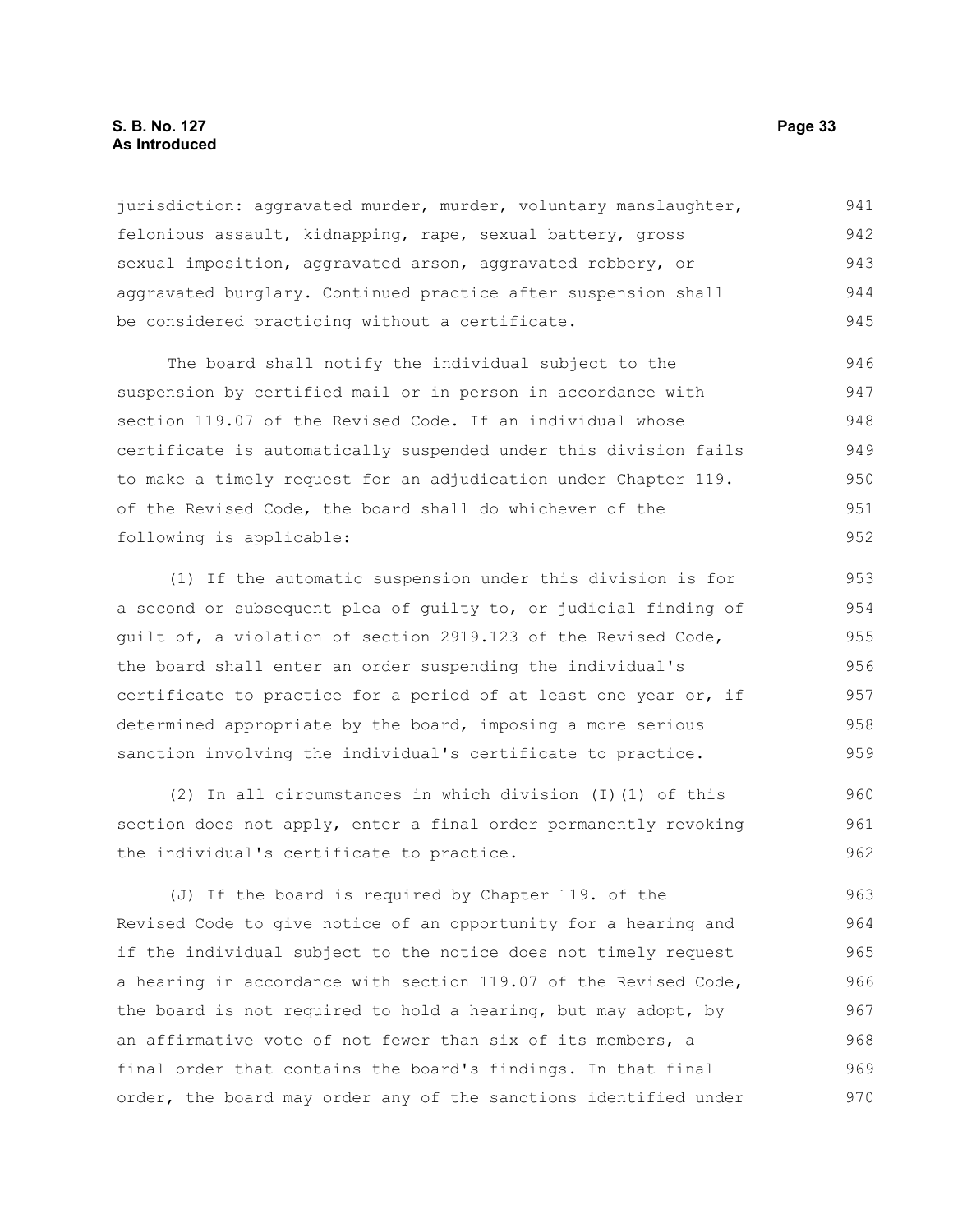jurisdiction: aggravated murder, murder, voluntary manslaughter, felonious assault, kidnapping, rape, sexual battery, gross sexual imposition, aggravated arson, aggravated robbery, or aggravated burglary. Continued practice after suspension shall be considered practicing without a certificate.

The board shall notify the individual subject to the suspension by certified mail or in person in accordance with section 119.07 of the Revised Code. If an individual whose certificate is automatically suspended under this division fails to make a timely request for an adjudication under Chapter 119. of the Revised Code, the board shall do whichever of the following is applicable:

(1) If the automatic suspension under this division is for a second or subsequent plea of guilty to, or judicial finding of guilt of, a violation of section 2919.123 of the Revised Code, the board shall enter an order suspending the individual's certificate to practice for a period of at least one year or, if determined appropriate by the board, imposing a more serious sanction involving the individual's certificate to practice.

(2) In all circumstances in which division (I)(1) of this section does not apply, enter a final order permanently revoking the individual's certificate to practice.

(J) If the board is required by Chapter 119. of the Revised Code to give notice of an opportunity for a hearing and if the individual subject to the notice does not timely request a hearing in accordance with section 119.07 of the Revised Code, the board is not required to hold a hearing, but may adopt, by an affirmative vote of not fewer than six of its members, a final order that contains the board's findings. In that final order, the board may order any of the sanctions identified under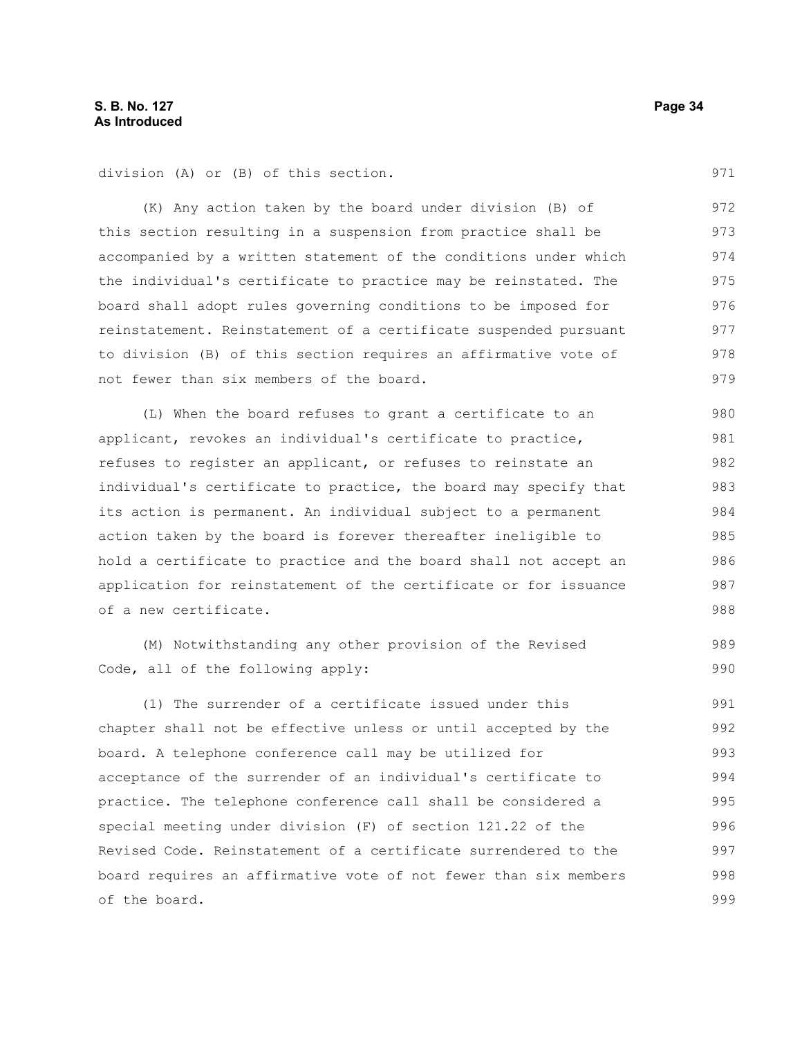division (A) or (B) of this section.

(K) Any action taken by the board under division (B) of this section resulting in a suspension from practice shall be accompanied by a written statement of the conditions under which the individual's certificate to practice may be reinstated. The board shall adopt rules governing conditions to be imposed for reinstatement. Reinstatement of a certificate suspended pursuant to division (B) of this section requires an affirmative vote of not fewer than six members of the board.

(L) When the board refuses to grant a certificate to an applicant, revokes an individual's certificate to practice, refuses to register an applicant, or refuses to reinstate an individual's certificate to practice, the board may specify that its action is permanent. An individual subject to a permanent action taken by the board is forever thereafter ineligible to hold a certificate to practice and the board shall not accept an application for reinstatement of the certificate or for issuance of a new certificate.

(M) Notwithstanding any other provision of the Revised Code, all of the following apply:

(1) The surrender of a certificate issued under this chapter shall not be effective unless or until accepted by the board. A telephone conference call may be utilized for acceptance of the surrender of an individual's certificate to practice. The telephone conference call shall be considered a special meeting under division (F) of section 121.22 of the Revised Code. Reinstatement of a certificate surrendered to the board requires an affirmative vote of not fewer than six members of the board.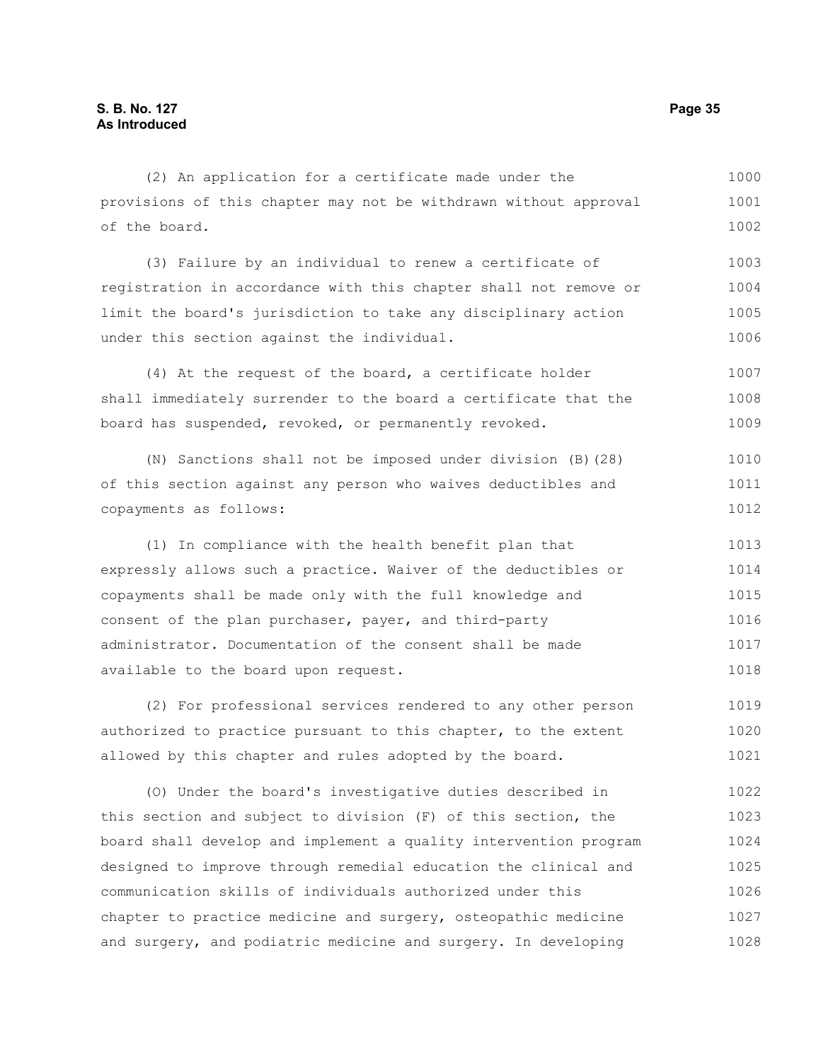(2) An application for a certificate made under the provisions of this chapter may not be withdrawn without approval of the board.

(3) Failure by an individual to renew a certificate of registration in accordance with this chapter shall not remove or limit the board's jurisdiction to take any disciplinary action under this section against the individual.

(4) At the request of the board, a certificate holder shall immediately surrender to the board a certificate that the board has suspended, revoked, or permanently revoked.

(N) Sanctions shall not be imposed under division (B)(28) of this section against any person who waives deductibles and copayments as follows:

(1) In compliance with the health benefit plan that expressly allows such a practice. Waiver of the deductibles or copayments shall be made only with the full knowledge and consent of the plan purchaser, payer, and third-party administrator. Documentation of the consent shall be made available to the board upon request.

(2) For professional services rendered to any other person authorized to practice pursuant to this chapter, to the extent allowed by this chapter and rules adopted by the board.

(O) Under the board's investigative duties described in this section and subject to division (F) of this section, the board shall develop and implement a quality intervention program designed to improve through remedial education the clinical and communication skills of individuals authorized under this chapter to practice medicine and surgery, osteopathic medicine and surgery, and podiatric medicine and surgery. In developing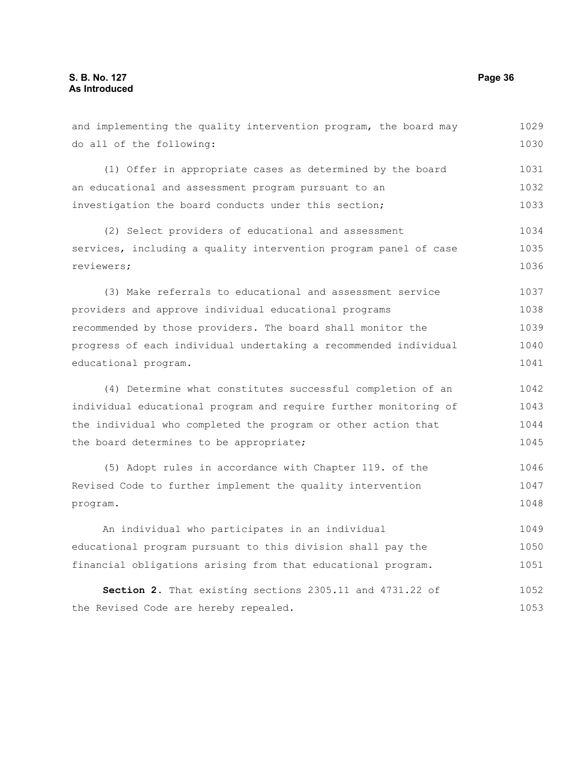and implementing the quality intervention program, the board may do all of the following:

(1) Offer in appropriate cases as determined by the board an educational and assessment program pursuant to an investigation the board conducts under this section;

(2) Select providers of educational and assessment services, including a quality intervention program panel of case reviewers;

(3) Make referrals to educational and assessment service providers and approve individual educational programs recommended by those providers. The board shall monitor the progress of each individual undertaking a recommended individual educational program.

(4) Determine what constitutes successful completion of an individual educational program and require further monitoring of the individual who completed the program or other action that the board determines to be appropriate;

(5) Adopt rules in accordance with Chapter 119. of the Revised Code to further implement the quality intervention program.

An individual who participates in an individual educational program pursuant to this division shall pay the financial obligations arising from that educational program.

**Section 2.** That existing sections 2305.11 and 4731.22 of the Revised Code are hereby repealed.